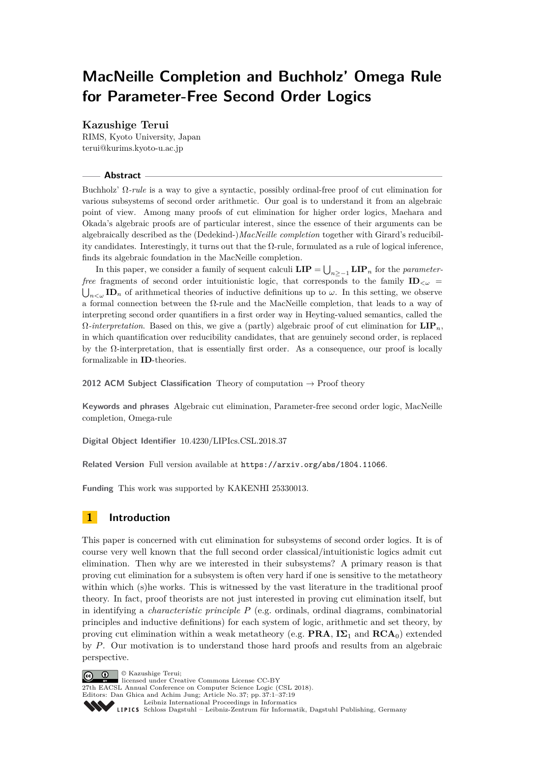# MacNeille Completion and Buchholz' Omega Rule for Parameter-Free Second Order Logics

**Kazushige Terui**

RIMS, Kyoto University, Japan
terui@kurims.kyoto-u.ac.jp

## Abstract

Buchholz' $\Omega$-*rule* is a way to give a syntactic, possibly ordinal-free proof of cut elimination for various subsystems of second order arithmetic. Our goal is to understand it from an algebraic point of view. Among many proofs of cut elimination for higher order logics, Maehara and Okada's algebraic proofs are of particular interest, since the essence of their arguments can be algebraically described as the (Dedekind-)*MacNeille completion* together with Girard's reducibility candidates. Interestingly, it turns out that the $\Omega$-rule, formulated as a rule of logical inference, finds its algebraic foundation in the MacNeille completion.

In this paper, we consider a family of sequent calculi $\mathbf{LIP} = \bigcup_{n \geq -1} \mathbf{LIP}_n$ for the *parameter-free* fragments of second order intuitionistic logic, that corresponds to the family $\mathbf{ID}_{<\omega} = \bigcup_{n<\omega} \mathbf{ID}_n$ of arithmetical theories of inductive definitions up to $\omega$. In this setting, we observe a formal connection between the $\Omega$-rule and the MacNeille completion, that leads to a way of interpreting second order quantifiers in a first order way in Heyting-valued semantics, called the $\Omega$-*interpretation*. Based on this, we give a (partly) algebraic proof of cut elimination for $\mathbf{LIP}_n$, in which quantification over reducibility candidates, that are genuinely second order, is replaced by the $\Omega$-interpretation, that is essentially first order. As a consequence, our proof is locally formalizable in $\mathbf{ID}$-theories.

**2012 ACM Subject Classification** Theory of computation → Proof theory

**Keywords and phrases** Algebraic cut elimination, Parameter-free second order logic, MacNeille completion, Omega-rule

**Digital Object Identifier** 10.4230/LIPIcs.CSL.2018.37

**Related Version** Full version available at https://arxiv.org/abs/1804.11066.

**Funding** This work was supported by KAKENHI 25330013.

## 1 Introduction

This paper is concerned with cut elimination for subsystems of second order logics. It is of course very well known that the full second order classical/intuitionistic logics admit cut elimination. Then why are we interested in their subsystems? A primary reason is that proving cut elimination for a subsystem is often very hard if one is sensitive to the metatheory within which (s)he works. This is witnessed by the vast literature in the traditional proof theory. In fact, proof theorists are not just interested in proving cut elimination itself, but in identifying a *characteristic principle* $P$ (e.g. ordinals, ordinal diagrams, combinatorial principles and inductive definitions) for each system of logic, arithmetic and set theory, by proving cut elimination within a weak metatheory (e.g. $\mathbf{PRA}$, $\mathbf{I\Sigma}_1$ and $\mathbf{RCA}_0$) extended by $P$. Our motivation is to understand those hard proofs and results from an algebraic perspective.

© Kazushige Terui;
licensed under Creative Commons License CC-BY
27th EACSL Annual Conference on Computer Science Logic (CSL 2018).
Editors: Dan Ghica and Achim Jung; Article No. 37; pp. 37:1–37:19
Leibniz International Proceedings in Informatics
Schloss Dagstuhl – Leibniz-Zentrum für Informatik, Dagstuhl Publishing, Germany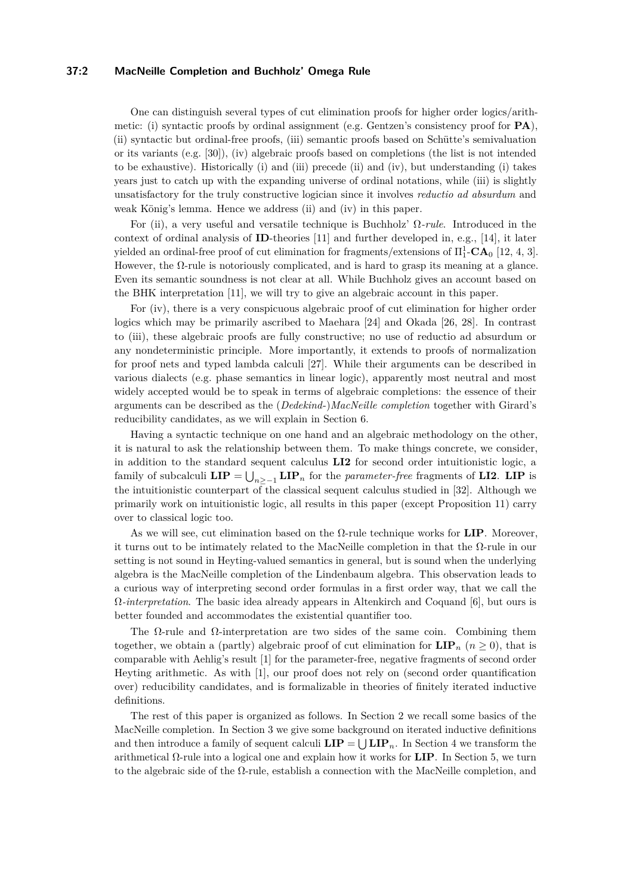One can distinguish several types of cut elimination proofs for higher order logics/arithmetic: (i) syntactic proofs by ordinal assignment (e.g. Gentzen's consistency proof for **PA**), (ii) syntactic but ordinal-free proofs, (iii) semantic proofs based on Schütte's semivaluation or its variants (e.g. [30]), (iv) algebraic proofs based on completions (the list is not intended to be exhaustive). Historically (i) and (iii) precede (ii) and (iv), but understanding (i) takes years just to catch up with the expanding universe of ordinal notations, while (iii) is slightly unsatisfactory for the truly constructive logician since it involves *reductio ad absurdum* and weak König's lemma. Hence we address (ii) and (iv) in this paper.

For (ii), a very useful and versatile technique is Buchholz' $\Omega$*-rule*. Introduced in the context of ordinal analysis of **ID**-theories [11] and further developed in, e.g., [14], it later yielded an ordinal-free proof of cut elimination for fragments/extensions of $\Pi^1_1$-$\mathbf{CA}_0$ [12, 4, 3]. However, the $\Omega$-rule is notoriously complicated, and is hard to grasp its meaning at a glance. Even its semantic soundness is not clear at all. While Buchholz gives an account based on the BHK interpretation [11], we will try to give an algebraic account in this paper.

For (iv), there is a very conspicuous algebraic proof of cut elimination for higher order logics which may be primarily ascribed to Maehara [24] and Okada [26, 28]. In contrast to (iii), these algebraic proofs are fully constructive; no use of reductio ad absurdum or any nondeterministic principle. More importantly, it extends to proofs of normalization for proof nets and typed lambda calculi [27]. While their arguments can be described in various dialects (e.g. phase semantics in linear logic), apparently most neutral and most widely accepted would be to speak in terms of algebraic completions: the essence of their arguments can be described as the (*Dedekind-*)*MacNeille completion* together with Girard's reducibility candidates, as we will explain in Section 6.

Having a syntactic technique on one hand and an algebraic methodology on the other, it is natural to ask the relationship between them. To make things concrete, we consider, in addition to the standard sequent calculus **LI2** for second order intuitionistic logic, a family of subcalculi $\mathbf{LIP} = \bigcup_{n \geq -1} \mathbf{LIP}_n$ for the *parameter-free* fragments of **LI2**. **LIP** is the intuitionistic counterpart of the classical sequent calculus studied in [32]. Although we primarily work on intuitionistic logic, all results in this paper (except Proposition 11) carry over to classical logic too.

As we will see, cut elimination based on the $\Omega$-rule technique works for **LIP**. Moreover, it turns out to be intimately related to the MacNeille completion in that the $\Omega$-rule in our setting is not sound in Heyting-valued semantics in general, but is sound when the underlying algebra is the MacNeille completion of the Lindenbaum algebra. This observation leads to a curious way of interpreting second order formulas in a first order way, that we call the $\Omega$*-interpretation*. The basic idea already appears in Altenkirch and Coquand [6], but ours is better founded and accommodates the existential quantifier too.

The $\Omega$-rule and $\Omega$-interpretation are two sides of the same coin. Combining them together, we obtain a (partly) algebraic proof of cut elimination for $\mathbf{LIP}_n$ ($n \geq 0$), that is comparable with Aehlig's result [1] for the parameter-free, negative fragments of second order Heyting arithmetic. As with [1], our proof does not rely on (second order quantification over) reducibility candidates, and is formalizable in theories of finitely iterated inductive definitions.

The rest of this paper is organized as follows. In Section 2 we recall some basics of the MacNeille completion. In Section 3 we give some background on iterated inductive definitions and then introduce a family of sequent calculi $\mathbf{LIP} = \bigcup \mathbf{LIP}_n$. In Section 4 we transform the arithmetical $\Omega$-rule into a logical one and explain how it works for **LIP**. In Section 5, we turn to the algebraic side of the $\Omega$-rule, establish a connection with the MacNeille completion, and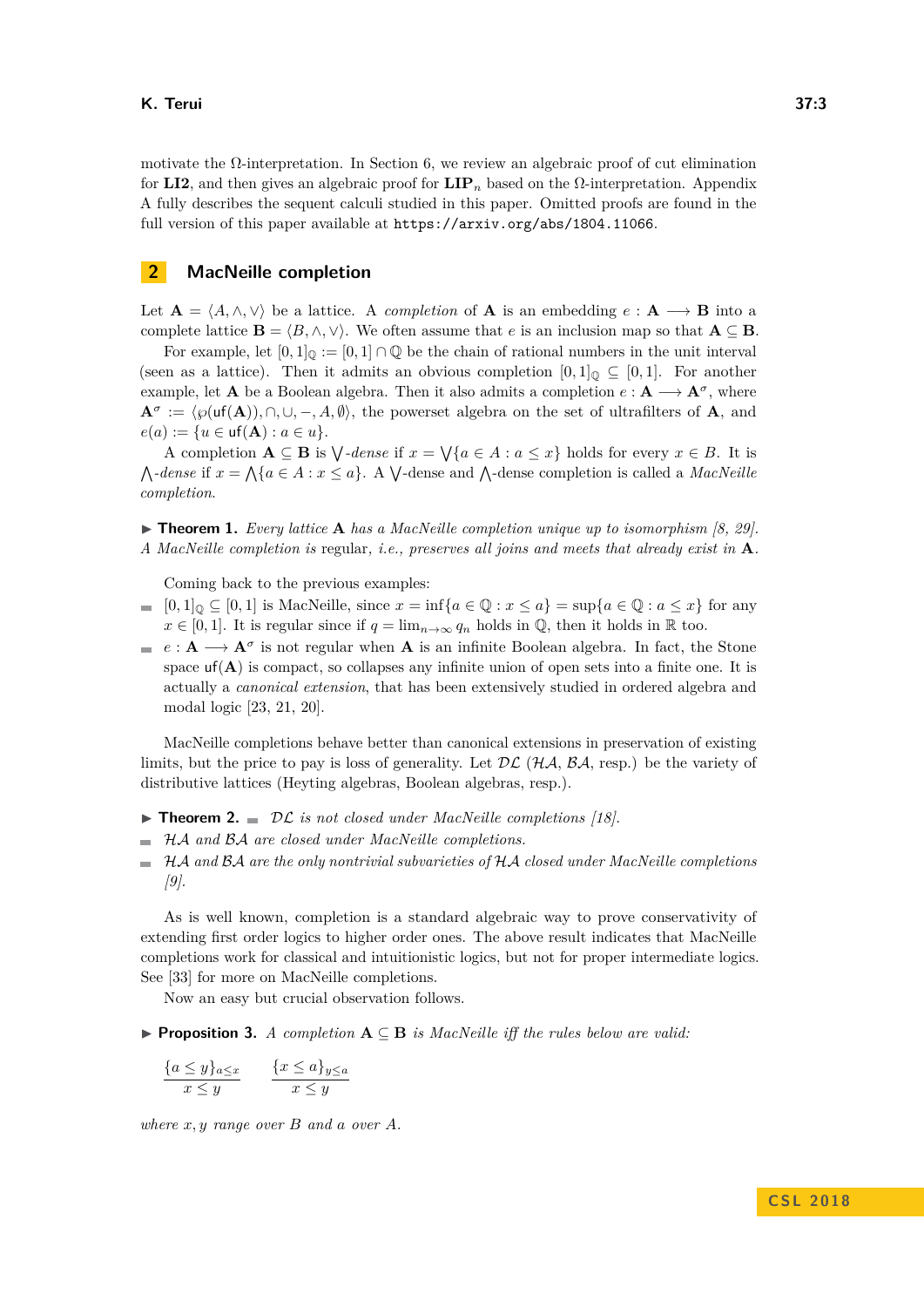motivate the Ω-interpretation. In Section 6, we review an algebraic proof of cut elimination for **LI2**, and then gives an algebraic proof for $\mathbf{LIP}_n$ based on the Ω-interpretation. Appendix A fully describes the sequent calculi studied in this paper. Omitted proofs are found in the full version of this paper available at `https://arxiv.org/abs/1804.11066`.

## 2 MacNeille completion

Let $\mathbf{A} = \langle A, \wedge, \vee \rangle$ be a lattice. A *completion* of $\mathbf{A}$ is an embedding $e : \mathbf{A} \longrightarrow \mathbf{B}$ into a complete lattice $\mathbf{B} = \langle B, \wedge, \vee \rangle$. We often assume that $e$ is an inclusion map so that $\mathbf{A} \subseteq \mathbf{B}$.

For example, let $[0,1]_{\mathbb{Q}} := [0,1] \cap \mathbb{Q}$ be the chain of rational numbers in the unit interval (seen as a lattice). Then it admits an obvious completion $[0,1]_{\mathbb{Q}} \subseteq [0,1]$. For another example, let $\mathbf{A}$ be a Boolean algebra. Then it also admits a completion $e : \mathbf{A} \longrightarrow \mathbf{A}^\sigma$, where $\mathbf{A}^\sigma := \langle \wp(\mathsf{uf}(\mathbf{A})), \cap, \cup, -, A, \emptyset \rangle$, the powerset algebra on the set of ultrafilters of $\mathbf{A}$, and $e(a) := \{u \in \mathsf{uf}(\mathbf{A}) : a \in u\}$.

A completion $\mathbf{A} \subseteq \mathbf{B}$ is $\bigvee$*-dense* if $x = \bigvee\{a \in A : a \leq x\}$ holds for every $x \in B$. It is $\bigwedge$*-dense* if $x = \bigwedge\{a \in A : x \leq a\}$. A $\bigvee$-dense and $\bigwedge$-dense completion is called a *MacNeille completion*.

▶ **Theorem 1.** *Every lattice* $\mathbf{A}$ *has a MacNeille completion unique up to isomorphism [8, 29]. A MacNeille completion is* regular*, i.e., preserves all joins and meets that already exist in* $\mathbf{A}$*.*

Coming back to the previous examples:

- $[0,1]_{\mathbb{Q}} \subseteq [0,1]$ is MacNeille, since $x = \inf\{a \in \mathbb{Q} : x \leq a\} = \sup\{a \in \mathbb{Q} : a \leq x\}$ for any $x \in [0,1]$. It is regular since if $q = \lim_{n \to \infty} q_n$ holds in $\mathbb{Q}$, then it holds in $\mathbb{R}$ too.
- $e : \mathbf{A} \longrightarrow \mathbf{A}^\sigma$ is not regular when $\mathbf{A}$ is an infinite Boolean algebra. In fact, the Stone space $\mathsf{uf}(\mathbf{A})$ is compact, so collapses any infinite union of open sets into a finite one. It is actually a *canonical extension*, that has been extensively studied in ordered algebra and modal logic [23, 21, 20].

MacNeille completions behave better than canonical extensions in preservation of existing limits, but the price to pay is loss of generality. Let $\mathcal{DL}$ ($\mathcal{HA}$, $\mathcal{BA}$, resp.) be the variety of distributive lattices (Heyting algebras, Boolean algebras, resp.).

▶ **Theorem 2.**
- *$\mathcal{DL}$ is not closed under MacNeille completions [18].*
- *$\mathcal{HA}$ and $\mathcal{BA}$ are closed under MacNeille completions.*
- *$\mathcal{HA}$ and $\mathcal{BA}$ are the only nontrivial subvarieties of $\mathcal{HA}$ closed under MacNeille completions [9].*

As is well known, completion is a standard algebraic way to prove conservativity of extending first order logics to higher order ones. The above result indicates that MacNeille completions work for classical and intuitionistic logics, but not for proper intermediate logics. See [33] for more on MacNeille completions.

Now an easy but crucial observation follows.

▶ **Proposition 3.** *A completion* $\mathbf{A} \subseteq \mathbf{B}$ *is MacNeille iff the rules below are valid:*

$$\frac{\{a \leq y\}_{a \leq x}}{x \leq y} \qquad \frac{\{x \leq a\}_{y \leq a}}{x \leq y}$$

*where $x, y$ range over $B$ and $a$ over $A$.*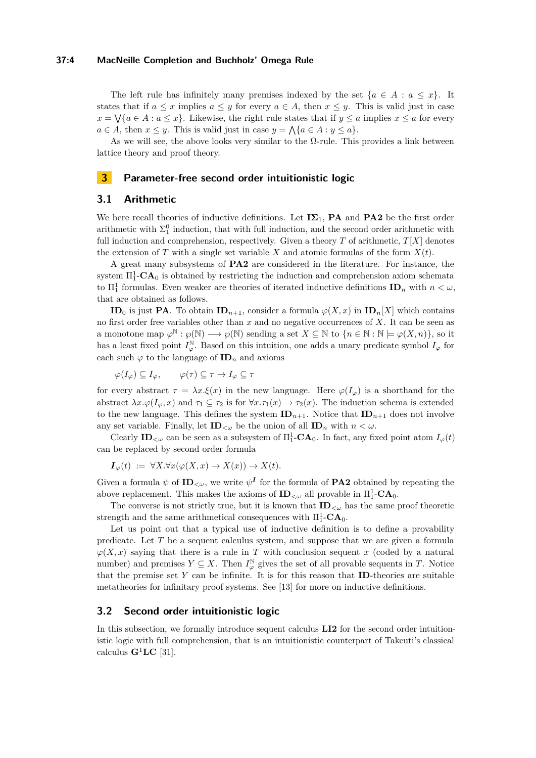The left rule has infinitely many premises indexed by the set $\{a \in A : a \leq x\}$. It states that if $a \leq x$ implies $a \leq y$ for every $a \in A$, then $x \leq y$. This is valid just in case $x = \bigvee\{a \in A : a \leq x\}$. Likewise, the right rule states that if $y \leq a$ implies $x \leq a$ for every $a \in A$, then $x \leq y$. This is valid just in case $y = \bigwedge\{a \in A : y \leq a\}$.

As we will see, the above looks very similar to the $\Omega$-rule. This provides a link between lattice theory and proof theory.

## 3 Parameter-free second order intuitionistic logic

### 3.1 Arithmetic

We here recall theories of inductive definitions. Let $\mathbf{I\Sigma_1}$, $\mathbf{PA}$ and $\mathbf{PA2}$ be the first order arithmetic with $\Sigma^0_1$ induction, that with full induction, and the second order arithmetic with full induction and comprehension, respectively. Given a theory $T$ of arithmetic, $T[X]$ denotes the extension of $T$ with a single set variable $X$ and atomic formulas of the form $X(t)$.

A great many subsystems of $\mathbf{PA2}$ are considered in the literature. For instance, the system $\Pi^1_1$-$\mathbf{CA}_0$ is obtained by restricting the induction and comprehension axiom schemata to $\Pi^1_1$ formulas. Even weaker are theories of iterated inductive definitions $\mathbf{ID}_n$ with $n < \omega$, that are obtained as follows.

$\mathbf{ID}_0$ is just $\mathbf{PA}$. To obtain $\mathbf{ID}_{n+1}$, consider a formula $\varphi(X, x)$ in $\mathbf{ID}_n[X]$ which contains no first order free variables other than $x$ and no negative occurrences of $X$. It can be seen as a monotone map $\varphi^{\mathbb{N}} : \wp(\mathbb{N}) \longrightarrow \wp(\mathbb{N})$ sending a set $X \subseteq \mathbb{N}$ to $\{n \in \mathbb{N} : \mathbb{N} \models \varphi(X, n)\}$, so it has a least fixed point $I^{\mathbb{N}}_{\varphi}$. Based on this intuition, one adds a unary predicate symbol $I_{\varphi}$ for each such $\varphi$ to the language of $\mathbf{ID}_n$ and axioms

$$\varphi(I_{\varphi}) \subseteq I_{\varphi}, \qquad \varphi(\tau) \subseteq \tau \to I_{\varphi} \subseteq \tau$$

for every abstract $\tau = \lambda x.\xi(x)$ in the new language. Here $\varphi(I_{\varphi})$ is a shorthand for the abstract $\lambda x.\varphi(I_{\varphi}, x)$ and $\tau_1 \subseteq \tau_2$ is for $\forall x.\tau_1(x) \to \tau_2(x)$. The induction schema is extended to the new language. This defines the system $\mathbf{ID}_{n+1}$. Notice that $\mathbf{ID}_{n+1}$ does not involve any set variable. Finally, let $\mathbf{ID}_{<\omega}$ be the union of all $\mathbf{ID}_n$ with $n < \omega$.

Clearly $\mathbf{ID}_{<\omega}$ can be seen as a subsystem of $\Pi^1_1$-$\mathbf{CA}_0$. In fact, any fixed point atom $I_{\varphi}(t)$ can be replaced by second order formula

$$\boldsymbol{I}_{\varphi}(t) \;:=\; \forall X.\forall x(\varphi(X, x) \to X(x)) \to X(t).$$

Given a formula $\psi$ of $\mathbf{ID}_{<\omega}$, we write $\psi^{\boldsymbol{I}}$ for the formula of $\mathbf{PA2}$ obtained by repeating the above replacement. This makes the axioms of $\mathbf{ID}_{<\omega}$ all provable in $\Pi^1_1$-$\mathbf{CA}_0$.

The converse is not strictly true, but it is known that $\mathbf{ID}_{<\omega}$ has the same proof theoretic strength and the same arithmetical consequences with $\Pi^1_1$-$\mathbf{CA}_0$.

Let us point out that a typical use of inductive definition is to define a provability predicate. Let $T$ be a sequent calculus system, and suppose that we are given a formula $\varphi(X, x)$ saying that there is a rule in $T$ with conclusion sequent $x$ (coded by a natural number) and premises $Y \subseteq X$. Then $I^{\mathbb{N}}_{\varphi}$ gives the set of all provable sequents in $T$. Notice that the premise set $Y$ can be infinite. It is for this reason that $\mathbf{ID}$-theories are suitable metatheories for infinitary proof systems. See [13] for more on inductive definitions.

### 3.2 Second order intuitionistic logic

In this subsection, we formally introduce sequent calculus $\mathbf{LI2}$ for the second order intuitionistic logic with full comprehension, that is an intuitionistic counterpart of Takeuti's classical calculus $\mathbf{G^1LC}$ [31].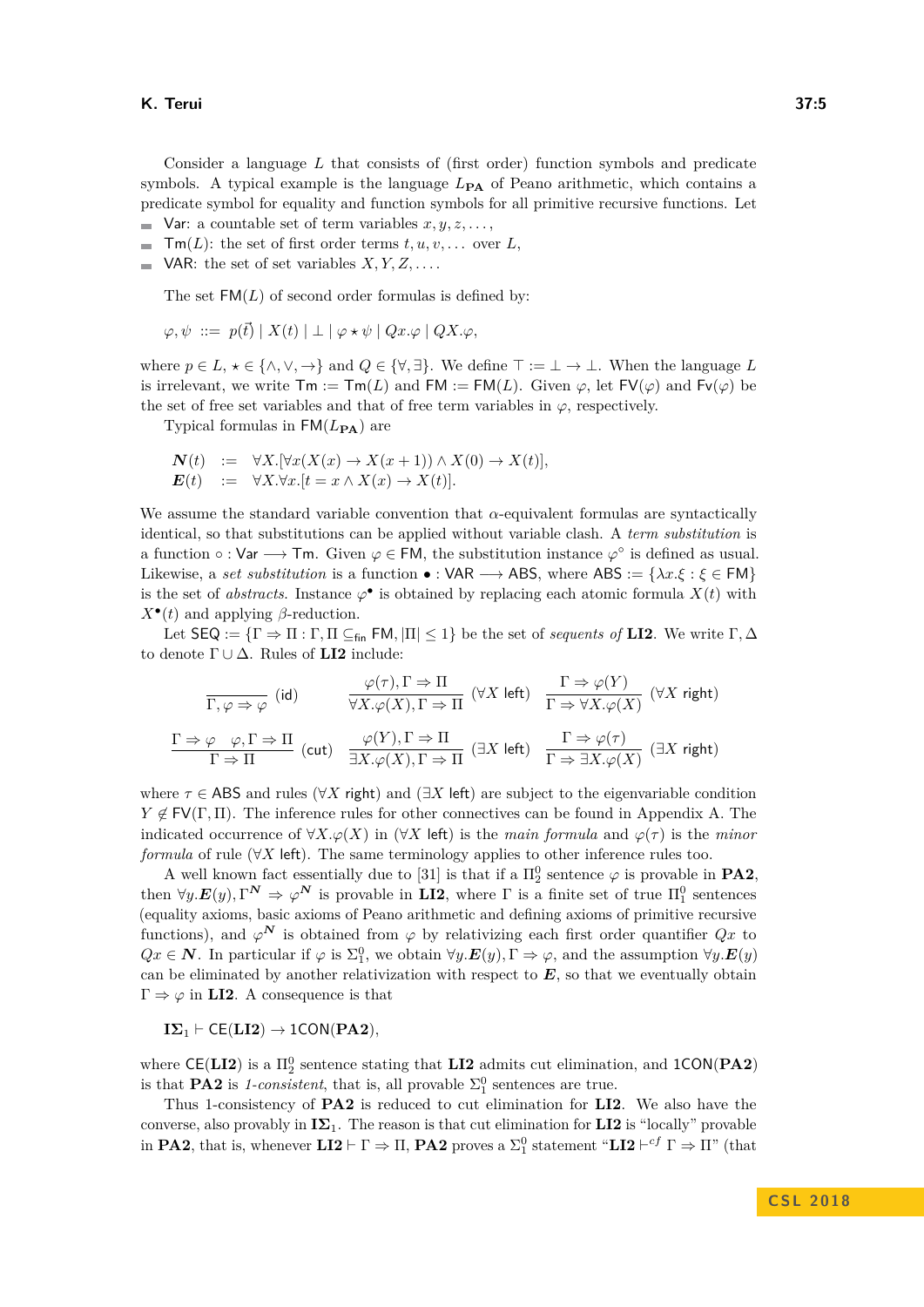Consider a language $L$ that consists of (first order) function symbols and predicate symbols. A typical example is the language $L_{\mathbf{PA}}$ of Peano arithmetic, which contains a predicate symbol for equality and function symbols for all primitive recursive functions. Let

- $\mathsf{Var}$: a countable set of term variables $x, y, z, \dots$,
- $\mathsf{Tm}(L)$: the set of first order terms $t, u, v, \dots$ over $L$,
- $\mathsf{VAR}$: the set of set variables $X, Y, Z, \dots$.

The set $\mathsf{FM}(L)$ of second order formulas is defined by:

$$\varphi, \psi \ ::= \ p(\vec{t}) \mid X(t) \mid \bot \mid \varphi \star \psi \mid Qx.\varphi \mid QX.\varphi,$$

where $p \in L$, $\star \in \{\wedge, \vee, \rightarrow\}$ and $Q \in \{\forall, \exists\}$. We define $\top := \bot \rightarrow \bot$. When the language $L$ is irrelevant, we write $\mathsf{Tm} := \mathsf{Tm}(L)$ and $\mathsf{FM} := \mathsf{FM}(L)$. Given $\varphi$, let $\mathsf{FV}(\varphi)$ and $\mathsf{Fv}(\varphi)$ be the set of free set variables and that of free term variables in $\varphi$, respectively.

Typical formulas in $\mathsf{FM}(L_{\mathbf{PA}})$ are

$$\begin{aligned}
\boldsymbol{N}(t) \quad &:= \quad \forall X.[\forall x(X(x) \rightarrow X(x+1)) \wedge X(0) \rightarrow X(t)],\\
\boldsymbol{E}(t) \quad &:= \quad \forall X.\forall x.[t = x \wedge X(x) \rightarrow X(t)].
\end{aligned}$$

We assume the standard variable convention that $\alpha$-equivalent formulas are syntactically identical, so that substitutions can be applied without variable clash. A *term substitution* is a function $\circ : \mathsf{Var} \longrightarrow \mathsf{Tm}$. Given $\varphi \in \mathsf{FM}$, the substitution instance $\varphi^\circ$ is defined as usual. Likewise, a *set substitution* is a function $\bullet : \mathsf{VAR} \longrightarrow \mathsf{ABS}$, where $\mathsf{ABS} := \{\lambda x.\xi : \xi \in \mathsf{FM}\}$ is the set of *abstracts*. Instance $\varphi^\bullet$ is obtained by replacing each atomic formula $X(t)$ with $X^\bullet(t)$ and applying $\beta$-reduction.

Let $\mathsf{SEQ} := \{\Gamma \Rightarrow \Pi : \Gamma, \Pi \subseteq_{\mathsf{fin}} \mathsf{FM}, |\Pi| \leq 1\}$ be the set of *sequents of* **LI2**. We write $\Gamma, \Delta$ to denote $\Gamma \cup \Delta$. Rules of **LI2** include:

$$\frac{}{\Gamma, \varphi \Rightarrow \varphi}\ (\mathsf{id}) \qquad \frac{\varphi(\tau), \Gamma \Rightarrow \Pi}{\forall X.\varphi(X), \Gamma \Rightarrow \Pi}\ (\forall X\ \mathsf{left}) \qquad \frac{\Gamma \Rightarrow \varphi(Y)}{\Gamma \Rightarrow \forall X.\varphi(X)}\ (\forall X\ \mathsf{right})$$

$$\frac{\Gamma \Rightarrow \varphi \quad \varphi, \Gamma \Rightarrow \Pi}{\Gamma \Rightarrow \Pi}\ (\mathsf{cut}) \qquad \frac{\varphi(Y), \Gamma \Rightarrow \Pi}{\exists X.\varphi(X), \Gamma \Rightarrow \Pi}\ (\exists X\ \mathsf{left}) \qquad \frac{\Gamma \Rightarrow \varphi(\tau)}{\Gamma \Rightarrow \exists X.\varphi(X)}\ (\exists X\ \mathsf{right})$$

where $\tau \in \mathsf{ABS}$ and rules $(\forall X\ \mathsf{right})$ and $(\exists X\ \mathsf{left})$ are subject to the eigenvariable condition $Y \notin \mathsf{FV}(\Gamma, \Pi)$. The inference rules for other connectives can be found in Appendix A. The indicated occurrence of $\forall X.\varphi(X)$ in $(\forall X\ \mathsf{left})$ is the *main formula* and $\varphi(\tau)$ is the *minor formula* of rule $(\forall X\ \mathsf{left})$. The same terminology applies to other inference rules too.

A well known fact essentially due to [31] is that if a $\Pi^0_2$ sentence $\varphi$ is provable in **PA2**, then $\forall y.\boldsymbol{E}(y), \Gamma^{\boldsymbol{N}} \Rightarrow \varphi^{\boldsymbol{N}}$ is provable in **LI2**, where $\Gamma$ is a finite set of true $\Pi^0_1$ sentences (equality axioms, basic axioms of Peano arithmetic and defining axioms of primitive recursive functions), and $\varphi^{\boldsymbol{N}}$ is obtained from $\varphi$ by relativizing each first order quantifier $Qx$ to $Qx \in \boldsymbol{N}$. In particular if $\varphi$ is $\Sigma^0_1$, we obtain $\forall y.\boldsymbol{E}(y), \Gamma \Rightarrow \varphi$, and the assumption $\forall y.\boldsymbol{E}(y)$ can be eliminated by another relativization with respect to $\boldsymbol{E}$, so that we eventually obtain $\Gamma \Rightarrow \varphi$ in **LI2**. A consequence is that

$$\mathbf{I\Sigma}_1 \vdash \mathsf{CE}(\mathbf{LI2}) \rightarrow \mathsf{1CON}(\mathbf{PA2}),$$

where $\mathsf{CE}(\mathbf{LI2})$ is a $\Pi^0_2$ sentence stating that **LI2** admits cut elimination, and $\mathsf{1CON}(\mathbf{PA2})$ is that **PA2** is *1-consistent*, that is, all provable $\Sigma^0_1$ sentences are true.

Thus 1-consistency of **PA2** is reduced to cut elimination for **LI2**. We also have the converse, also provably in $\mathbf{I\Sigma}_1$. The reason is that cut elimination for **LI2** is "locally" provable in **PA2**, that is, whenever $\mathbf{LI2} \vdash \Gamma \Rightarrow \Pi$, **PA2** proves a $\Sigma^0_1$ statement "$\mathbf{LI2} \vdash^{cf} \Gamma \Rightarrow \Pi$" (that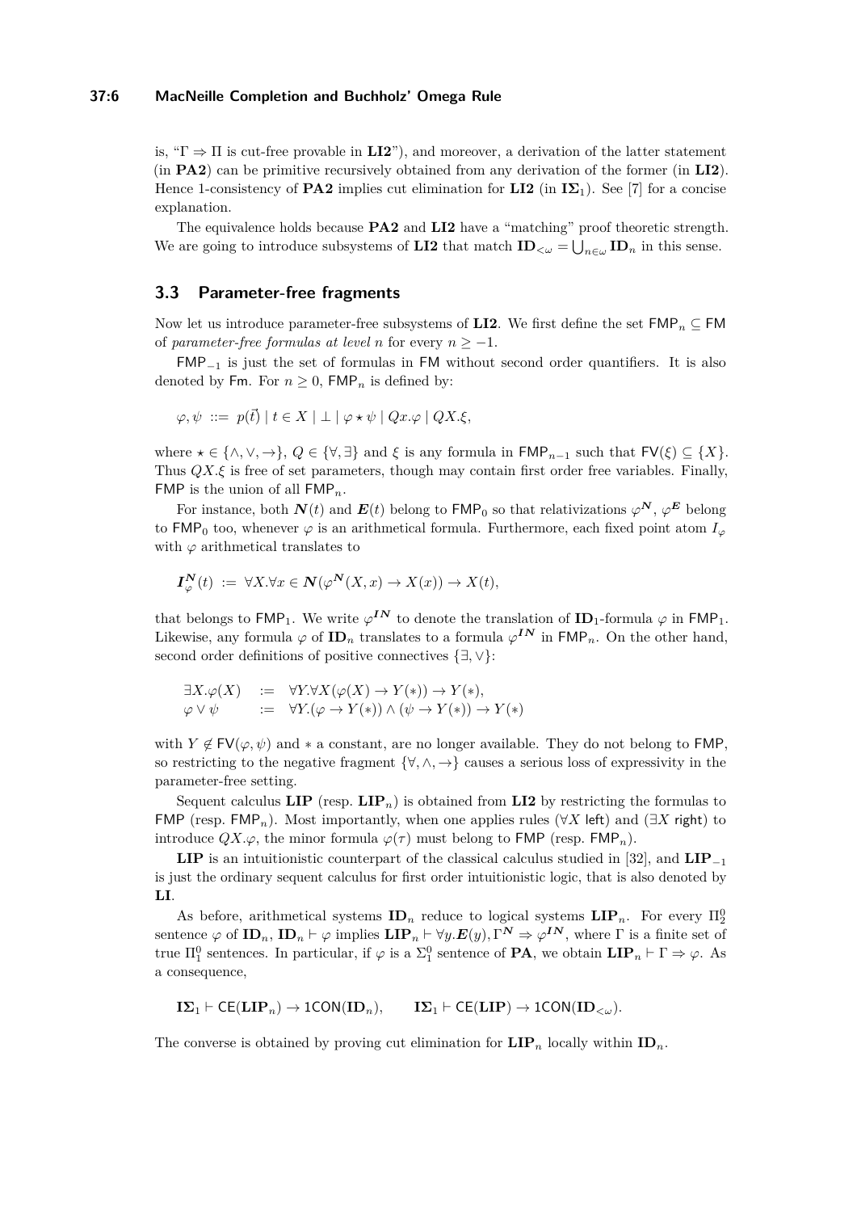is, "$\Gamma \Rightarrow \Pi$ is cut-free provable in **LI2**"), and moreover, a derivation of the latter statement (in **PA2**) can be primitive recursively obtained from any derivation of the former (in **LI2**). Hence 1-consistency of **PA2** implies cut elimination for **LI2** (in $\mathbf{I\Sigma}_1$). See [7] for a concise explanation.

The equivalence holds because **PA2** and **LI2** have a "matching" proof theoretic strength. We are going to introduce subsystems of **LI2** that match $\mathbf{ID}_{<\omega} = \bigcup_{n\in\omega} \mathbf{ID}_n$ in this sense.

## 3.3 Parameter-free fragments

Now let us introduce parameter-free subsystems of **LI2**. We first define the set $\mathsf{FMP}_n \subseteq \mathsf{FM}$ of *parameter-free formulas at level* $n$ for every $n \geq -1$.

$\mathsf{FMP}_{-1}$ is just the set of formulas in $\mathsf{FM}$ without second order quantifiers. It is also denoted by $\mathsf{Fm}$. For $n \geq 0$, $\mathsf{FMP}_n$ is defined by:

$$\varphi, \psi \ ::= \ p(\vec{t}) \mid t \in X \mid \bot \mid \varphi \star \psi \mid Qx.\varphi \mid QX.\xi,$$

where $\star \in \{\wedge, \vee, \to\}$, $Q \in \{\forall, \exists\}$ and $\xi$ is any formula in $\mathsf{FMP}_{n-1}$ such that $\mathsf{FV}(\xi) \subseteq \{X\}$. Thus $QX.\xi$ is free of set parameters, though may contain first order free variables. Finally, $\mathsf{FMP}$ is the union of all $\mathsf{FMP}_n$.

For instance, both $\boldsymbol{N}(t)$ and $\boldsymbol{E}(t)$ belong to $\mathsf{FMP}_0$ so that relativizations $\varphi^{\boldsymbol{N}}$, $\varphi^{\boldsymbol{E}}$ belong to $\mathsf{FMP}_0$ too, whenever $\varphi$ is an arithmetical formula. Furthermore, each fixed point atom $I_\varphi$ with $\varphi$ arithmetical translates to

$$\boldsymbol{I}^{\boldsymbol{N}}_\varphi(t) \ := \ \forall X.\forall x \in \boldsymbol{N}(\varphi^{\boldsymbol{N}}(X, x) \to X(x)) \to X(t),$$

that belongs to $\mathsf{FMP}_1$. We write $\varphi^{\boldsymbol{IN}}$ to denote the translation of $\mathbf{ID}_1$-formula $\varphi$ in $\mathsf{FMP}_1$. Likewise, any formula $\varphi$ of $\mathbf{ID}_n$ translates to a formula $\varphi^{\boldsymbol{IN}}$ in $\mathsf{FMP}_n$. On the other hand, second order definitions of positive connectives $\{\exists, \vee\}$:

$$\begin{array}{lll} \exists X.\varphi(X) & := & \forall Y.\forall X(\varphi(X) \to Y(*)) \to Y(*), \\ \varphi \vee \psi & := & \forall Y.(\varphi \to Y(*)) \wedge (\psi \to Y(*)) \to Y(*) \end{array}$$

with $Y \notin \mathsf{FV}(\varphi, \psi)$ and $*$ a constant, are no longer available. They do not belong to $\mathsf{FMP}$, so restricting to the negative fragment $\{\forall, \wedge, \to\}$ causes a serious loss of expressivity in the parameter-free setting.

Sequent calculus **LIP** (resp. $\mathbf{LIP}_n$) is obtained from **LI2** by restricting the formulas to $\mathsf{FMP}$ (resp. $\mathsf{FMP}_n$). Most importantly, when one applies rules ($\forall X$ left) and ($\exists X$ right) to introduce $QX.\varphi$, the minor formula $\varphi(\tau)$ must belong to $\mathsf{FMP}$ (resp. $\mathsf{FMP}_n$).

**LIP** is an intuitionistic counterpart of the classical calculus studied in [32], and $\mathbf{LIP}_{-1}$ is just the ordinary sequent calculus for first order intuitionistic logic, that is also denoted by **LI**.

As before, arithmetical systems $\mathbf{ID}_n$ reduce to logical systems $\mathbf{LIP}_n$. For every $\Pi^0_2$ sentence $\varphi$ of $\mathbf{ID}_n$, $\mathbf{ID}_n \vdash \varphi$ implies $\mathbf{LIP}_n \vdash \forall y.\boldsymbol{E}(y), \Gamma^{\boldsymbol{N}} \Rightarrow \varphi^{\boldsymbol{IN}}$, where $\Gamma$ is a finite set of true $\Pi^0_1$ sentences. In particular, if $\varphi$ is a $\Sigma^0_1$ sentence of **PA**, we obtain $\mathbf{LIP}_n \vdash \Gamma \Rightarrow \varphi$. As a consequence,

$$\mathbf{I\Sigma}_1 \vdash \mathsf{CE}(\mathbf{LIP}_n) \to \mathsf{1CON}(\mathbf{ID}_n), \qquad \mathbf{I\Sigma}_1 \vdash \mathsf{CE}(\mathbf{LIP}) \to \mathsf{1CON}(\mathbf{ID}_{<\omega}).$$

The converse is obtained by proving cut elimination for $\mathbf{LIP}_n$ locally within $\mathbf{ID}_n$.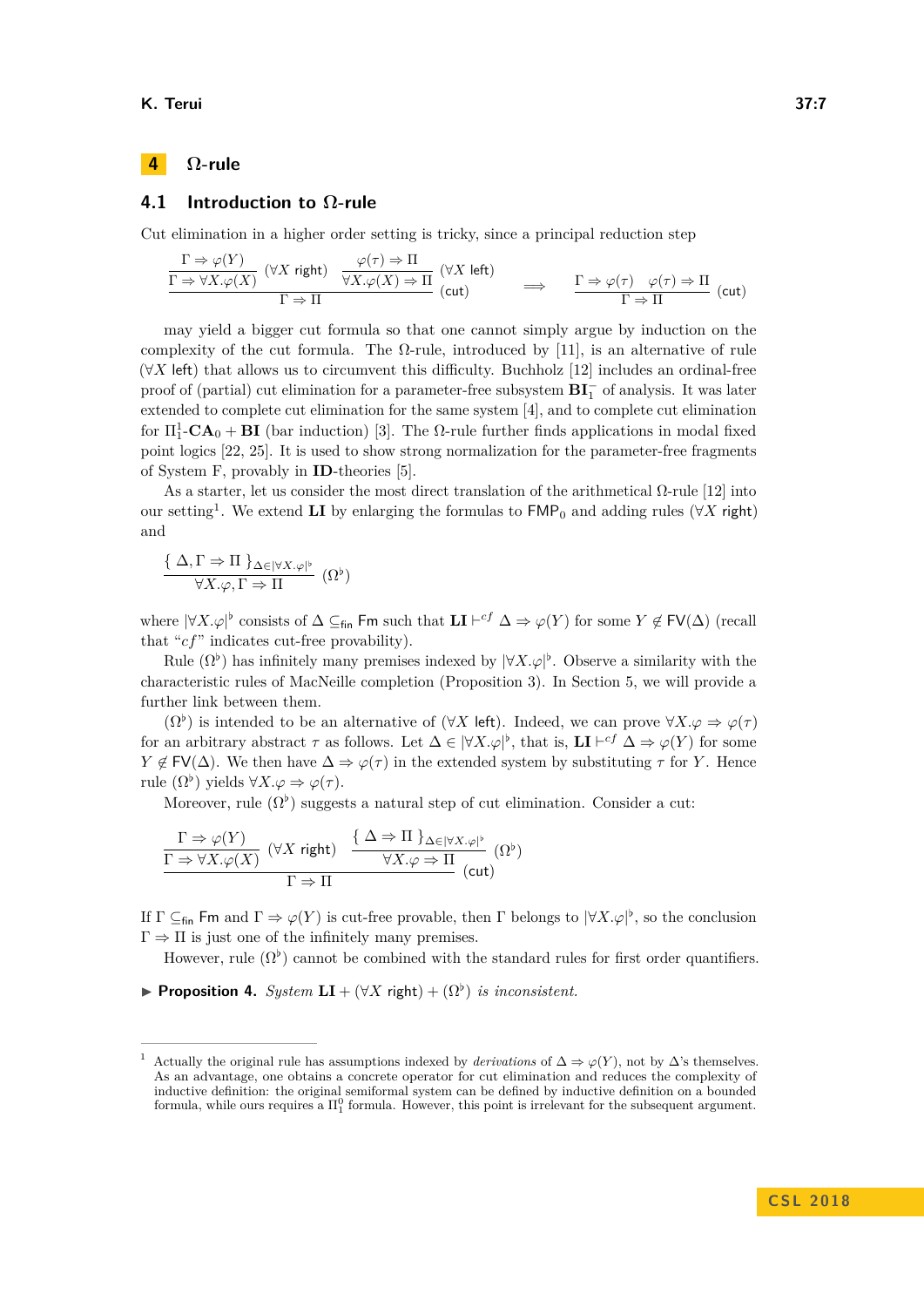# 4 Ω-rule

## 4.1 Introduction to Ω-rule

Cut elimination in a higher order setting is tricky, since a principal reduction step

$$\dfrac{\dfrac{\Gamma \Rightarrow \varphi(Y)}{\Gamma \Rightarrow \forall X.\varphi(X)}\ (\forall X\ \mathsf{right}) \quad \dfrac{\varphi(\tau) \Rightarrow \Pi}{\forall X.\varphi(X) \Rightarrow \Pi}\ (\forall X\ \mathsf{left})}{\Gamma \Rightarrow \Pi}\ (\mathsf{cut}) \quad \Longrightarrow \quad \dfrac{\Gamma \Rightarrow \varphi(\tau) \quad \varphi(\tau) \Rightarrow \Pi}{\Gamma \Rightarrow \Pi}\ (\mathsf{cut})$$

may yield a bigger cut formula so that one cannot simply argue by induction on the complexity of the cut formula. The Ω-rule, introduced by [11], is an alternative of rule ($\forall X$ left) that allows us to circumvent this difficulty. Buchholz [12] includes an ordinal-free proof of (partial) cut elimination for a parameter-free subsystem $\mathbf{BI}_1^-$ of analysis. It was later extended to complete cut elimination for the same system [4], and to complete cut elimination for $\Pi^1_1$-$\mathbf{CA}_0 + \mathbf{BI}$ (bar induction) [3]. The Ω-rule further finds applications in modal fixed point logics [22, 25]. It is used to show strong normalization for the parameter-free fragments of System F, provably in **ID**-theories [5].

As a starter, let us consider the most direct translation of the arithmetical Ω-rule [12] into our setting[1]. We extend **LI** by enlarging the formulas to $\mathsf{FMP}_0$ and adding rules ($\forall X$ right) and

$$\dfrac{\{\ \Delta, \Gamma \Rightarrow \Pi\ \}_{\Delta \in |\forall X.\varphi|^\flat}}{\forall X.\varphi, \Gamma \Rightarrow \Pi}\ (\Omega^\flat)$$

where $|\forall X.\varphi|^\flat$ consists of $\Delta \subseteq_{\mathsf{fin}} \mathsf{Fm}$ such that $\mathbf{LI} \vdash^{cf} \Delta \Rightarrow \varphi(Y)$ for some $Y \notin \mathsf{FV}(\Delta)$ (recall that "$cf$" indicates cut-free provability).

Rule ($\Omega^\flat$) has infinitely many premises indexed by $|\forall X.\varphi|^\flat$. Observe a similarity with the characteristic rules of MacNeille completion (Proposition 3). In Section 5, we will provide a further link between them.

($\Omega^\flat$) is intended to be an alternative of ($\forall X$ left). Indeed, we can prove $\forall X.\varphi \Rightarrow \varphi(\tau)$ for an arbitrary abstract $\tau$ as follows. Let $\Delta \in |\forall X.\varphi|^\flat$, that is, $\mathbf{LI} \vdash^{cf} \Delta \Rightarrow \varphi(Y)$ for some $Y \notin \mathsf{FV}(\Delta)$. We then have $\Delta \Rightarrow \varphi(\tau)$ in the extended system by substituting $\tau$ for $Y$. Hence rule ($\Omega^\flat$) yields $\forall X.\varphi \Rightarrow \varphi(\tau)$.

Moreover, rule ($\Omega^\flat$) suggests a natural step of cut elimination. Consider a cut:

$$\dfrac{\dfrac{\Gamma \Rightarrow \varphi(Y)}{\Gamma \Rightarrow \forall X.\varphi(X)}\ (\forall X\ \mathsf{right}) \quad \dfrac{\{\ \Delta \Rightarrow \Pi\ \}_{\Delta \in |\forall X.\varphi|^\flat}}{\forall X.\varphi \Rightarrow \Pi}\ (\Omega^\flat)}{\Gamma \Rightarrow \Pi}\ (\mathsf{cut})$$

If $\Gamma \subseteq_{\mathsf{fin}} \mathsf{Fm}$ and $\Gamma \Rightarrow \varphi(Y)$ is cut-free provable, then $\Gamma$ belongs to $|\forall X.\varphi|^\flat$, so the conclusion $\Gamma \Rightarrow \Pi$ is just one of the infinitely many premises.

However, rule ($\Omega^\flat$) cannot be combined with the standard rules for first order quantifiers.

▶ **Proposition 4.** *System* $\mathbf{LI}$ + ($\forall X$ right) + ($\Omega^\flat$) *is inconsistent.*

---

[1] Actually the original rule has assumptions indexed by *derivations* of $\Delta \Rightarrow \varphi(Y)$, not by $\Delta$'s themselves. As an advantage, one obtains a concrete operator for cut elimination and reduces the complexity of inductive definition: the original semiformal system can be defined by inductive definition on a bounded formula, while ours requires a $\Pi^0_1$ formula. However, this point is irrelevant for the subsequent argument.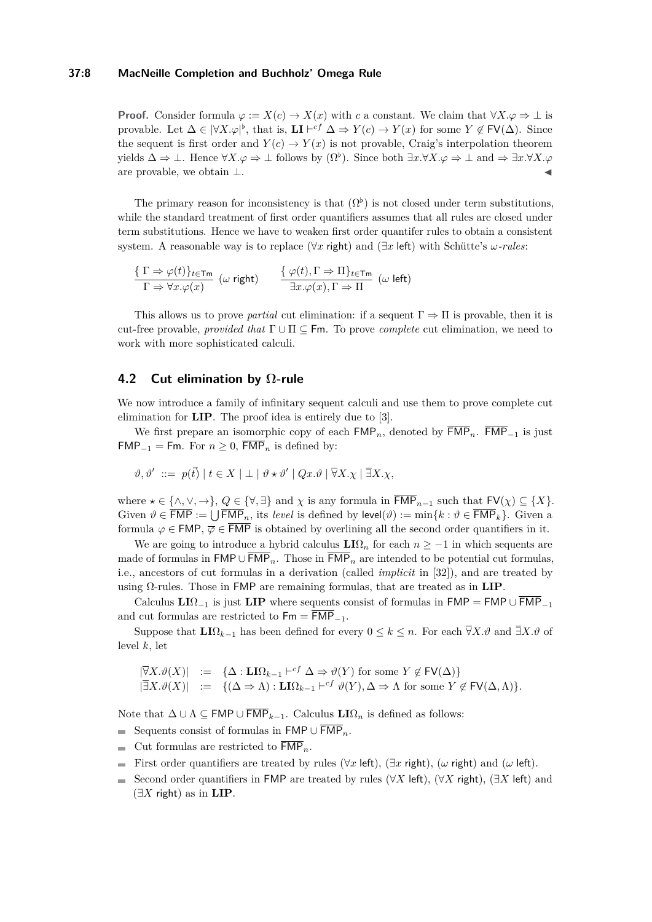**Proof.** Consider formula $\varphi := X(c) \to X(x)$ with $c$ a constant. We claim that $\forall X.\varphi \Rightarrow \bot$ is provable. Let $\Delta \in |\forall X.\varphi|^\flat$, that is, $\mathbf{LI} \vdash^{cf} \Delta \Rightarrow Y(c) \to Y(x)$ for some $Y \notin \mathsf{FV}(\Delta)$. Since the sequent is first order and $Y(c) \to Y(x)$ is not provable, Craig's interpolation theorem yields $\Delta \Rightarrow \bot$. Hence $\forall X.\varphi \Rightarrow \bot$ follows by $(\Omega^\flat)$. Since both $\exists x.\forall X.\varphi \Rightarrow \bot$ and $\Rightarrow \exists x.\forall X.\varphi$ are provable, we obtain $\bot$. ◀

The primary reason for inconsistency is that $(\Omega^\flat)$ is not closed under term substitutions, while the standard treatment of first order quantifiers assumes that all rules are closed under term substitutions. Hence we have to weaken first order quantifer rules to obtain a consistent system. A reasonable way is to replace ($\forall x$ right) and ($\exists x$ left) with Schütte's *$\omega$-rules*:

$$\frac{\{\ \Gamma \Rightarrow \varphi(t)\}_{t\in\mathsf{Tm}}}{\Gamma \Rightarrow \forall x.\varphi(x)}\ (\omega\ \mathsf{right}) \qquad \frac{\{\ \varphi(t), \Gamma \Rightarrow \Pi\}_{t\in\mathsf{Tm}}}{\exists x.\varphi(x), \Gamma \Rightarrow \Pi}\ (\omega\ \mathsf{left})$$

This allows us to prove *partial* cut elimination: if a sequent $\Gamma \Rightarrow \Pi$ is provable, then it is cut-free provable, *provided that* $\Gamma \cup \Pi \subseteq \mathsf{Fm}$. To prove *complete* cut elimination, we need to work with more sophisticated calculi.

## 4.2 Cut elimination by $\Omega$-rule

We now introduce a family of infinitary sequent calculi and use them to prove complete cut elimination for **LIP**. The proof idea is entirely due to [3].

We first prepare an isomorphic copy of each $\mathsf{FMP}_n$, denoted by $\overline{\mathsf{FMP}}_n$. $\overline{\mathsf{FMP}}_{-1}$ is just $\mathsf{FMP}_{-1} = \mathsf{Fm}$. For $n \geq 0$, $\overline{\mathsf{FMP}}_n$ is defined by:

$$\vartheta, \vartheta' ::= p(\vec{t}) \mid t \in X \mid \bot \mid \vartheta \star \vartheta' \mid Qx.\vartheta \mid \overline{\forall} X.\chi \mid \overline{\exists} X.\chi,$$

where $\star \in \{\wedge, \vee, \to\}$, $Q \in \{\forall, \exists\}$ and $\chi$ is any formula in $\overline{\mathsf{FMP}}_{n-1}$ such that $\mathsf{FV}(\chi) \subseteq \{X\}$. Given $\vartheta \in \overline{\mathsf{FMP}} := \bigcup \overline{\mathsf{FMP}}_n$, its *level* is defined by $\mathsf{level}(\vartheta) := \min\{k : \vartheta \in \overline{\mathsf{FMP}}_k\}$. Given a formula $\varphi \in \mathsf{FMP}$, $\overline{\varphi} \in \overline{\mathsf{FMP}}$ is obtained by overlining all the second order quantifiers in it.

We are going to introduce a hybrid calculus $\mathbf{LI}\Omega_n$ for each $n \geq -1$ in which sequents are made of formulas in $\mathsf{FMP} \cup \overline{\mathsf{FMP}}_n$. Those in $\overline{\mathsf{FMP}}_n$ are intended to be potential cut formulas, i.e., ancestors of cut formulas in a derivation (called *implicit* in [32]), and are treated by using $\Omega$-rules. Those in $\mathsf{FMP}$ are remaining formulas, that are treated as in **LIP**.

Calculus $\mathbf{LI}\Omega_{-1}$ is just **LIP** where sequents consist of formulas in $\mathsf{FMP} = \mathsf{FMP} \cup \overline{\mathsf{FMP}}_{-1}$ and cut formulas are restricted to $\mathsf{Fm} = \overline{\mathsf{FMP}}_{-1}$.

Suppose that $\mathbf{LI}\Omega_{k-1}$ has been defined for every $0 \leq k \leq n$. For each $\overline{\forall} X.\vartheta$ and $\overline{\exists} X.\vartheta$ of level $k$, let

$$\begin{array}{lcl} |\overline{\forall} X.\vartheta(X)| & := & \{\Delta : \mathbf{LI}\Omega_{k-1} \vdash^{cf} \Delta \Rightarrow \vartheta(Y) \text{ for some } Y \notin \mathsf{FV}(\Delta)\} \\ |\overline{\exists} X.\vartheta(X)| & := & \{(\Delta \Rightarrow \Lambda) : \mathbf{LI}\Omega_{k-1} \vdash^{cf} \vartheta(Y), \Delta \Rightarrow \Lambda \text{ for some } Y \notin \mathsf{FV}(\Delta, \Lambda)\}. \end{array}$$

Note that $\Delta \cup \Lambda \subseteq \mathsf{FMP} \cup \overline{\mathsf{FMP}}_{k-1}$. Calculus $\mathbf{LI}\Omega_n$ is defined as follows:

- Sequents consist of formulas in $\mathsf{FMP} \cup \overline{\mathsf{FMP}}_n$.
- Cut formulas are restricted to $\overline{\mathsf{FMP}}_n$.
- First order quantifiers are treated by rules ($\forall x$ left), ($\exists x$ right), ($\omega$ right) and ($\omega$ left).
- Second order quantifiers in $\mathsf{FMP}$ are treated by rules ($\forall X$ left), ($\forall X$ right), ($\exists X$ left) and ($\exists X$ right) as in **LIP**.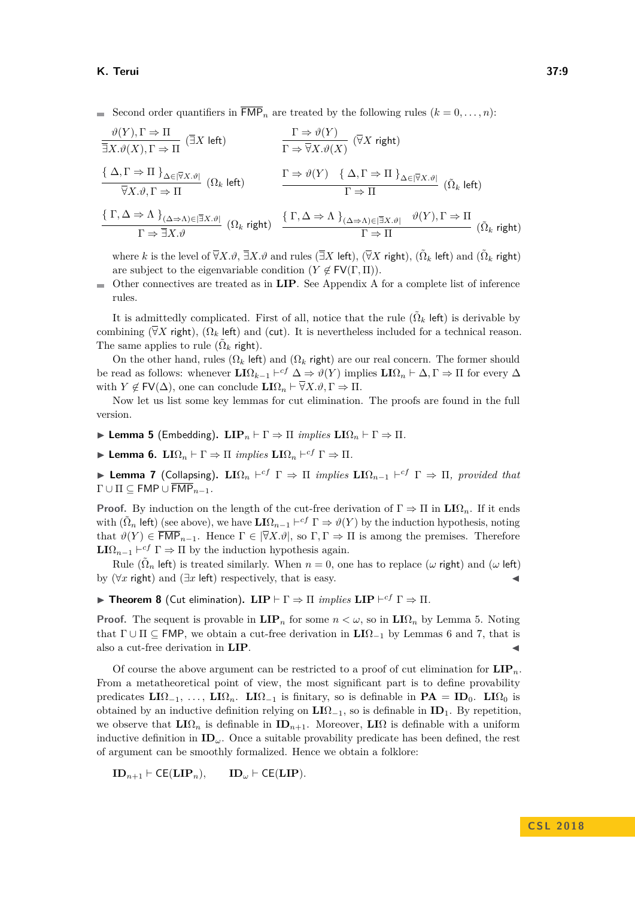- Second order quantifiers in $\overline{\mathsf{FMP}}_n$ are treated by the following rules ($k = 0, \ldots, n$):

$$\frac{\vartheta(Y), \Gamma \Rightarrow \Pi}{\overline{\exists} X.\vartheta(X), \Gamma \Rightarrow \Pi}\ (\overline{\exists}X\ \mathsf{left}) \qquad \frac{\Gamma \Rightarrow \vartheta(Y)}{\Gamma \Rightarrow \overline{\forall} X.\vartheta(X)}\ (\overline{\forall}X\ \mathsf{right})$$

$$\frac{\{\ \Delta, \Gamma \Rightarrow \Pi\ \}_{\Delta \in |\overline{\forall} X.\vartheta|}}{\overline{\forall} X.\vartheta, \Gamma \Rightarrow \Pi}\ (\Omega_k\ \mathsf{left}) \qquad \frac{\Gamma \Rightarrow \vartheta(Y) \quad \{\ \Delta, \Gamma \Rightarrow \Pi\ \}_{\Delta \in |\overline{\forall} X.\vartheta|}}{\Gamma \Rightarrow \Pi}\ (\tilde{\Omega}_k\ \mathsf{left})$$

$$\frac{\{\ \Gamma, \Delta \Rightarrow \Lambda\ \}_{(\Delta \Rightarrow \Lambda) \in |\overline{\exists} X.\vartheta|}}{\Gamma \Rightarrow \overline{\exists} X.\vartheta}\ (\Omega_k\ \mathsf{right}) \qquad \frac{\{\ \Gamma, \Delta \Rightarrow \Lambda\ \}_{(\Delta \Rightarrow \Lambda) \in |\overline{\exists} X.\vartheta|} \quad \vartheta(Y), \Gamma \Rightarrow \Pi}{\Gamma \Rightarrow \Pi}\ (\tilde{\Omega}_k\ \mathsf{right})$$

  where $k$ is the level of $\overline{\forall} X.\vartheta$, $\overline{\exists} X.\vartheta$ and rules ($\overline{\exists}X$ left), ($\overline{\forall}X$ right), ($\tilde{\Omega}_k$ left) and ($\tilde{\Omega}_k$ right) are subject to the eigenvariable condition ($Y \notin \mathsf{FV}(\Gamma, \Pi)$).
- Other connectives are treated as in **LIP**. See Appendix A for a complete list of inference rules.

It is admittedly complicated. First of all, notice that the rule ($\tilde{\Omega}_k$ left) is derivable by combining ($\overline{\forall}X$ right), ($\Omega_k$ left) and (cut). It is nevertheless included for a technical reason. The same applies to rule ($\tilde{\Omega}_k$ right).

On the other hand, rules ($\Omega_k$ left) and ($\Omega_k$ right) are our real concern. The former should be read as follows: whenever $\mathbf{LI}\Omega_{k-1} \vdash^{cf} \Delta \Rightarrow \vartheta(Y)$ implies $\mathbf{LI}\Omega_n \vdash \Delta, \Gamma \Rightarrow \Pi$ for every $\Delta$ with $Y \notin \mathsf{FV}(\Delta)$, one can conclude $\mathbf{LI}\Omega_n \vdash \overline{\forall} X.\vartheta, \Gamma \Rightarrow \Pi$.

Now let us list some key lemmas for cut elimination. The proofs are found in the full version.

▶ **Lemma 5** (Embedding). $\mathbf{LIP}_n \vdash \Gamma \Rightarrow \Pi$ *implies* $\mathbf{LI}\Omega_n \vdash \Gamma \Rightarrow \Pi$.

▶ **Lemma 6.** $\mathbf{LI}\Omega_n \vdash \Gamma \Rightarrow \Pi$ *implies* $\mathbf{LI}\Omega_n \vdash^{cf} \Gamma \Rightarrow \Pi$.

▶ **Lemma 7** (Collapsing). $\mathbf{LI}\Omega_n \vdash^{cf} \Gamma \Rightarrow \Pi$ *implies* $\mathbf{LI}\Omega_{n-1} \vdash^{cf} \Gamma \Rightarrow \Pi$, *provided that* $\Gamma \cup \Pi \subseteq \mathsf{FMP} \cup \overline{\mathsf{FMP}}_{n-1}$.

**Proof.** By induction on the length of the cut-free derivation of $\Gamma \Rightarrow \Pi$ in $\mathbf{LI}\Omega_n$. If it ends with ($\tilde{\Omega}_n$ left) (see above), we have $\mathbf{LI}\Omega_{n-1} \vdash^{cf} \Gamma \Rightarrow \vartheta(Y)$ by the induction hypothesis, noting that $\vartheta(Y) \in \overline{\mathsf{FMP}}_{n-1}$. Hence $\Gamma \in |\overline{\forall} X.\vartheta|$, so $\Gamma, \Gamma \Rightarrow \Pi$ is among the premises. Therefore $\mathbf{LI}\Omega_{n-1} \vdash^{cf} \Gamma \Rightarrow \Pi$ by the induction hypothesis again.

Rule ($\tilde{\Omega}_n$ left) is treated similarly. When $n = 0$, one has to replace ($\omega$ right) and ($\omega$ left) by ($\forall x$ right) and ($\exists x$ left) respectively, that is easy. ◀

▶ **Theorem 8** (Cut elimination). $\mathbf{LIP} \vdash \Gamma \Rightarrow \Pi$ *implies* $\mathbf{LIP} \vdash^{cf} \Gamma \Rightarrow \Pi$.

**Proof.** The sequent is provable in $\mathbf{LIP}_n$ for some $n < \omega$, so in $\mathbf{LI}\Omega_n$ by Lemma 5. Noting that $\Gamma \cup \Pi \subseteq \mathsf{FMP}$, we obtain a cut-free derivation in $\mathbf{LI}\Omega_{-1}$ by Lemmas 6 and 7, that is also a cut-free derivation in $\mathbf{LIP}$. ◀

Of course the above argument can be restricted to a proof of cut elimination for $\mathbf{LIP}_n$. From a metatheoretical point of view, the most significant part is to define provability predicates $\mathbf{LI}\Omega_{-1}, \ldots, \mathbf{LI}\Omega_n$. $\mathbf{LI}\Omega_{-1}$ is finitary, so is definable in $\mathbf{PA} = \mathbf{ID}_0$. $\mathbf{LI}\Omega_0$ is obtained by an inductive definition relying on $\mathbf{LI}\Omega_{-1}$, so is definable in $\mathbf{ID}_1$. By repetition, we observe that $\mathbf{LI}\Omega_n$ is definable in $\mathbf{ID}_{n+1}$. Moreover, $\mathbf{LI}\Omega$ is definable with a uniform inductive definition in $\mathbf{ID}_\omega$. Once a suitable provability predicate has been defined, the rest of argument can be smoothly formalized. Hence we obtain a folklore:

$$\mathbf{ID}_{n+1} \vdash \mathsf{CE}(\mathbf{LIP}_n), \qquad \mathbf{ID}_\omega \vdash \mathsf{CE}(\mathbf{LIP}).$$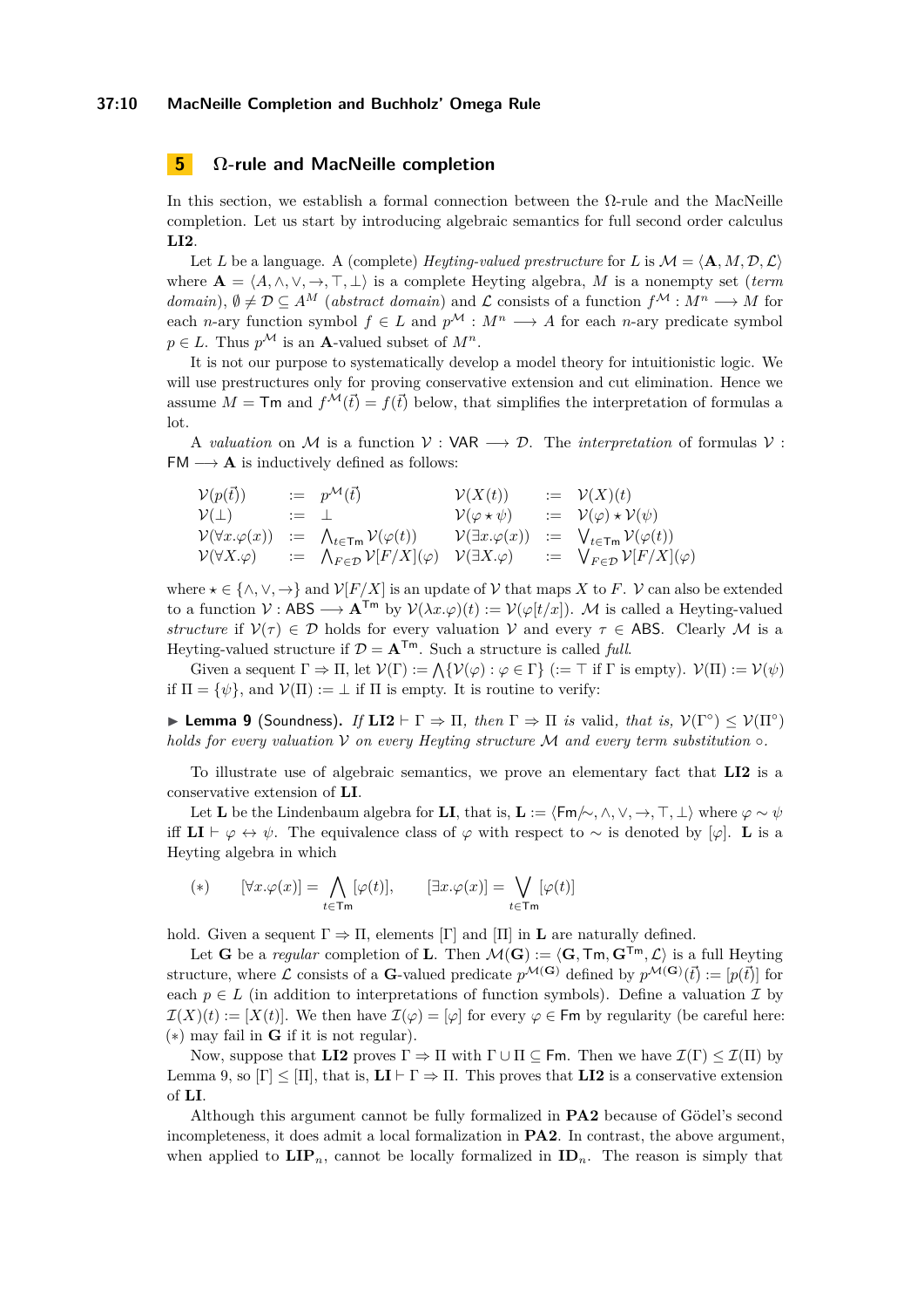## 5 Ω-rule and MacNeille completion

In this section, we establish a formal connection between the Ω-rule and the MacNeille completion. Let us start by introducing algebraic semantics for full second order calculus **LI2**.

Let $L$ be a language. A (complete) *Heyting-valued prestructure* for $L$ is $\mathcal{M} = \langle \mathbf{A}, M, \mathcal{D}, \mathcal{L} \rangle$ where $\mathbf{A} = \langle A, \wedge, \vee, \rightarrow, \top, \bot \rangle$ is a complete Heyting algebra, $M$ is a nonempty set (*term domain*), $\emptyset \neq \mathcal{D} \subseteq A^M$ (*abstract domain*) and $\mathcal{L}$ consists of a function $f^{\mathcal{M}} : M^n \longrightarrow M$ for each $n$-ary function symbol $f \in L$ and $p^{\mathcal{M}} : M^n \longrightarrow A$ for each $n$-ary predicate symbol $p \in L$. Thus $p^{\mathcal{M}}$ is an $\mathbf{A}$-valued subset of $M^n$.

It is not our purpose to systematically develop a model theory for intuitionistic logic. We will use prestructures only for proving conservative extension and cut elimination. Hence we assume $M = \mathsf{Tm}$ and $f^{\mathcal{M}}(\vec{t}) = f(\vec{t})$ below, that simplifies the interpretation of formulas a lot.

A *valuation* on $\mathcal{M}$ is a function $\mathcal{V} : \mathsf{VAR} \longrightarrow \mathcal{D}$. The *interpretation* of formulas $\mathcal{V} : \mathsf{FM} \longrightarrow \mathbf{A}$ is inductively defined as follows:

$$
\begin{array}{llllll}
\mathcal{V}(p(\vec{t})) & := & p^{\mathcal{M}}(\vec{t}) & \mathcal{V}(X(t)) & := & \mathcal{V}(X)(t) \\
\mathcal{V}(\bot) & := & \bot & \mathcal{V}(\varphi \star \psi) & := & \mathcal{V}(\varphi) \star \mathcal{V}(\psi) \\
\mathcal{V}(\forall x.\varphi(x)) & := & \bigwedge_{t \in \mathsf{Tm}} \mathcal{V}(\varphi(t)) & \mathcal{V}(\exists x.\varphi(x)) & := & \bigvee_{t \in \mathsf{Tm}} \mathcal{V}(\varphi(t)) \\
\mathcal{V}(\forall X.\varphi) & := & \bigwedge_{F \in \mathcal{D}} \mathcal{V}[F/X](\varphi) & \mathcal{V}(\exists X.\varphi) & := & \bigvee_{F \in \mathcal{D}} \mathcal{V}[F/X](\varphi)
\end{array}
$$

where $\star \in \{\wedge, \vee, \rightarrow\}$ and $\mathcal{V}[F/X]$ is an update of $\mathcal{V}$ that maps $X$ to $F$. $\mathcal{V}$ can also be extended to a function $\mathcal{V} : \mathsf{ABS} \longrightarrow \mathbf{A}^{\mathsf{Tm}}$ by $\mathcal{V}(\lambda x.\varphi)(t) := \mathcal{V}(\varphi[t/x])$. $\mathcal{M}$ is called a *Heyting-valued structure* if $\mathcal{V}(\tau) \in \mathcal{D}$ holds for every valuation $\mathcal{V}$ and every $\tau \in \mathsf{ABS}$. Clearly $\mathcal{M}$ is a Heyting-valued structure if $\mathcal{D} = \mathbf{A}^{\mathsf{Tm}}$. Such a structure is called *full*.

Given a sequent $\Gamma \Rightarrow \Pi$, let $\mathcal{V}(\Gamma) := \bigwedge\{\mathcal{V}(\varphi) : \varphi \in \Gamma\}$ ($:= \top$ if $\Gamma$ is empty). $\mathcal{V}(\Pi) := \mathcal{V}(\psi)$ if $\Pi = \{\psi\}$, and $\mathcal{V}(\Pi) := \bot$ if $\Pi$ is empty. It is routine to verify:

▶ **Lemma 9** (Soundness). *If* **LI2** $\vdash \Gamma \Rightarrow \Pi$, *then* $\Gamma \Rightarrow \Pi$ *is valid, that is,* $\mathcal{V}(\Gamma^\circ) \leq \mathcal{V}(\Pi^\circ)$ *holds for every valuation* $\mathcal{V}$ *on every Heyting structure* $\mathcal{M}$ *and every term substitution* $\circ$.

To illustrate use of algebraic semantics, we prove an elementary fact that **LI2** is a conservative extension of **LI**.

Let $\mathbf{L}$ be the Lindenbaum algebra for **LI**, that is, $\mathbf{L} := \langle \mathsf{Fm}/{\sim}, \wedge, \vee, \rightarrow, \top, \bot \rangle$ where $\varphi \sim \psi$ iff **LI** $\vdash \varphi \leftrightarrow \psi$. The equivalence class of $\varphi$ with respect to $\sim$ is denoted by $[\varphi]$. $\mathbf{L}$ is a Heyting algebra in which

$$
(*) \qquad [\forall x.\varphi(x)] = \bigwedge_{t \in \mathsf{Tm}} [\varphi(t)], \qquad [\exists x.\varphi(x)] = \bigvee_{t \in \mathsf{Tm}} [\varphi(t)]
$$

hold. Given a sequent $\Gamma \Rightarrow \Pi$, elements $[\Gamma]$ and $[\Pi]$ in $\mathbf{L}$ are naturally defined.

Let $\mathbf{G}$ be a *regular* completion of $\mathbf{L}$. Then $\mathcal{M}(\mathbf{G}) := \langle \mathbf{G}, \mathsf{Tm}, \mathbf{G}^{\mathsf{Tm}}, \mathcal{L} \rangle$ is a full Heyting structure, where $\mathcal{L}$ consists of a $\mathbf{G}$-valued predicate $p^{\mathcal{M}(\mathbf{G})}$ defined by $p^{\mathcal{M}(\mathbf{G})}(\vec{t}) := [p(\vec{t})]$ for each $p \in L$ (in addition to interpretations of function symbols). Define a valuation $\mathcal{I}$ by $\mathcal{I}(X)(t) := [X(t)]$. We then have $\mathcal{I}(\varphi) = [\varphi]$ for every $\varphi \in \mathsf{Fm}$ by regularity (be careful here: $(*)$ may fail in $\mathbf{G}$ if it is not regular).

Now, suppose that **LI2** proves $\Gamma \Rightarrow \Pi$ with $\Gamma \cup \Pi \subseteq \mathsf{Fm}$. Then we have $\mathcal{I}(\Gamma) \leq \mathcal{I}(\Pi)$ by Lemma 9, so $[\Gamma] \leq [\Pi]$, that is, **LI** $\vdash \Gamma \Rightarrow \Pi$. This proves that **LI2** is a conservative extension of **LI**.

Although this argument cannot be fully formalized in **PA2** because of Gödel's second incompleteness, it does admit a local formalization in **PA2**. In contrast, the above argument, when applied to $\mathbf{LIP}_n$, cannot be locally formalized in $\mathbf{ID}_n$. The reason is simply that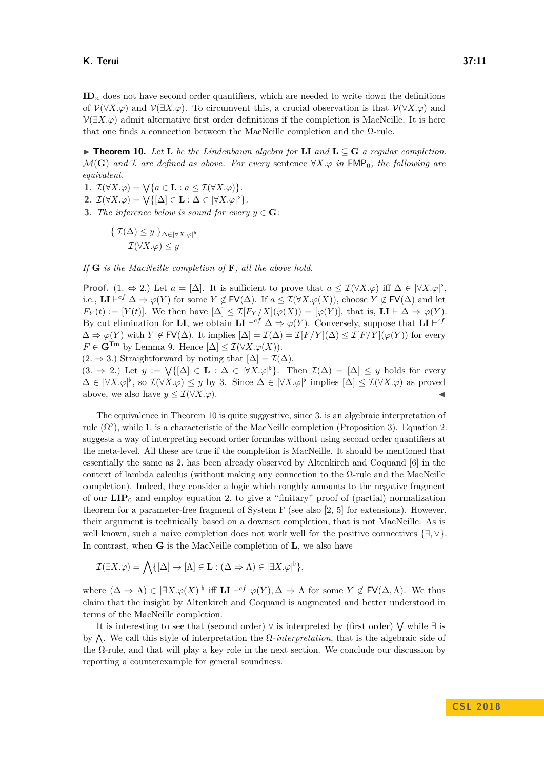$\mathbf{ID}_n$ does not have second order quantifiers, which are needed to write down the definitions of $\mathcal{V}(\forall X.\varphi)$ and $\mathcal{V}(\exists X.\varphi)$. To circumvent this, a crucial observation is that $\mathcal{V}(\forall X.\varphi)$ and $\mathcal{V}(\exists X.\varphi)$ admit alternative first order definitions if the completion is MacNeille. It is here that one finds a connection between the MacNeille completion and the $\Omega$-rule.

▶ **Theorem 10.** *Let $\mathbf{L}$ be the Lindenbaum algebra for* $\mathbf{LI}$ *and $\mathbf{L} \subseteq \mathbf{G}$ a regular completion. $\mathcal{M}(\mathbf{G})$ and $\mathcal{I}$ are defined as above. For every sentence $\forall X.\varphi$ in $\mathsf{FMP}_0$, the following are equivalent.*

1. $\mathcal{I}(\forall X.\varphi) = \bigvee\{a \in \mathbf{L} : a \leq \mathcal{I}(\forall X.\varphi)\}$.
2. $\mathcal{I}(\forall X.\varphi) = \bigvee\{[\Delta] \in \mathbf{L} : \Delta \in |\forall X.\varphi|^\flat\}$.
3. *The inference below is sound for every $y \in \mathbf{G}$:*

$$\frac{\{\ \mathcal{I}(\Delta) \leq y\ \}_{\Delta \in |\forall X.\varphi|^\flat}}{\mathcal{I}(\forall X.\varphi) \leq y}$$

*If $\mathbf{G}$ is the MacNeille completion of $\mathbf{F}$, all the above hold.*

**Proof.** (1. $\Leftrightarrow$ 2.) Let $a = [\Delta]$. It is sufficient to prove that $a \leq \mathcal{I}(\forall X.\varphi)$ iff $\Delta \in |\forall X.\varphi|^\flat$, i.e., $\mathbf{LI} \vdash^{cf} \Delta \Rightarrow \varphi(Y)$ for some $Y \notin \mathsf{FV}(\Delta)$. If $a \leq \mathcal{I}(\forall X.\varphi(X))$, choose $Y \notin \mathsf{FV}(\Delta)$ and let $F_Y(t) := [Y(t)]$. We then have $[\Delta] \leq \mathcal{I}[F_Y/X](\varphi(X)) = [\varphi(Y)]$, that is, $\mathbf{LI} \vdash \Delta \Rightarrow \varphi(Y)$. By cut elimination for $\mathbf{LI}$, we obtain $\mathbf{LI} \vdash^{cf} \Delta \Rightarrow \varphi(Y)$. Conversely, suppose that $\mathbf{LI} \vdash^{cf} \Delta \Rightarrow \varphi(Y)$ with $Y \notin \mathsf{FV}(\Delta)$. It implies $[\Delta] = \mathcal{I}(\Delta) = \mathcal{I}[F/Y](\Delta) \leq \mathcal{I}[F/Y](\varphi(Y))$ for every $F \in \mathbf{G}^{\mathsf{Tm}}$ by Lemma 9. Hence $[\Delta] \leq \mathcal{I}(\forall X.\varphi(X))$.
(2. $\Rightarrow$ 3.) Straightforward by noting that $[\Delta] = \mathcal{I}(\Delta)$.
(3. $\Rightarrow$ 2.) Let $y := \bigvee\{[\Delta] \in \mathbf{L} : \Delta \in |\forall X.\varphi|^\flat\}$. Then $\mathcal{I}(\Delta) = [\Delta] \leq y$ holds for every $\Delta \in |\forall X.\varphi|^\flat$, so $\mathcal{I}(\forall X.\varphi) \leq y$ by 3. Since $\Delta \in |\forall X.\varphi|^\flat$ implies $[\Delta] \leq \mathcal{I}(\forall X.\varphi)$ as proved above, we also have $y \leq \mathcal{I}(\forall X.\varphi)$. ◀

The equivalence in Theorem 10 is quite suggestive, since 3. is an algebraic interpretation of rule $(\Omega^\flat)$, while 1. is a characteristic of the MacNeille completion (Proposition 3). Equation 2. suggests a way of interpreting second order formulas without using second order quantifiers at the meta-level. All these are true if the completion is MacNeille. It should be mentioned that essentially the same as 2. has been already observed by Altenkirch and Coquand [6] in the context of lambda calculus (without making any connection to the $\Omega$-rule and the MacNeille completion). Indeed, they consider a logic which roughly amounts to the negative fragment of our $\mathbf{LIP}_0$ and employ equation 2. to give a "finitary" proof of (partial) normalization theorem for a parameter-free fragment of System F (see also [2, 5] for extensions). However, their argument is technically based on a downset completion, that is not MacNeille. As is well known, such a naive completion does not work well for the positive connectives $\{\exists, \vee\}$. In contrast, when $\mathbf{G}$ is the MacNeille completion of $\mathbf{L}$, we also have

$$\mathcal{I}(\exists X.\varphi) = \bigwedge\{[\Delta] \to [\Lambda] \in \mathbf{L} : (\Delta \Rightarrow \Lambda) \in |\exists X.\varphi|^\flat\},$$

where $(\Delta \Rightarrow \Lambda) \in |\exists X.\varphi(X)|^\flat$ iff $\mathbf{LI} \vdash^{cf} \varphi(Y), \Delta \Rightarrow \Lambda$ for some $Y \notin \mathsf{FV}(\Delta, \Lambda)$. We thus claim that the insight by Altenkirch and Coquand is augmented and better understood in terms of the MacNeille completion.

It is interesting to see that (second order) $\forall$ is interpreted by (first order) $\bigvee$ while $\exists$ is by $\bigwedge$. We call this style of interpretation the $\Omega$-*interpretation*, that is the algebraic side of the $\Omega$-rule, and that will play a key role in the next section. We conclude our discussion by reporting a counterexample for general soundness.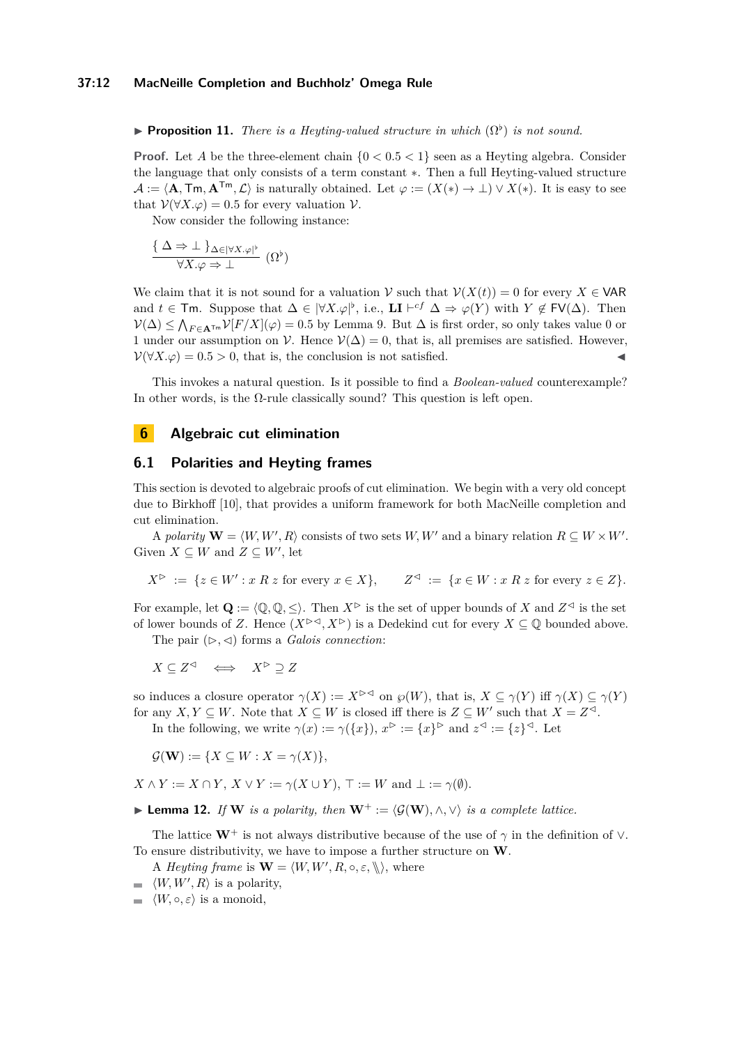▶ **Proposition 11.** *There is a Heyting-valued structure in which* $(\Omega^\flat)$ *is not sound.*

**Proof.** Let $A$ be the three-element chain $\{0 < 0.5 < 1\}$ seen as a Heyting algebra. Consider the language that only consists of a term constant $*$. Then a full Heyting-valued structure $\mathcal{A} := \langle \mathbf{A}, \mathsf{Tm}, \mathbf{A}^{\mathsf{Tm}}, \mathcal{L} \rangle$ is naturally obtained. Let $\varphi := (X(*) \to \bot) \vee X(*)$. It is easy to see that $\mathcal{V}(\forall X.\varphi) = 0.5$ for every valuation $\mathcal{V}$.

Now consider the following instance:

$$\frac{\{\ \Delta \Rightarrow \bot\ \}_{\Delta \in |\forall X.\varphi|^\flat}}{\forall X.\varphi \Rightarrow \bot}\ (\Omega^\flat)$$

We claim that it is not sound for a valuation $\mathcal{V}$ such that $\mathcal{V}(X(t)) = 0$ for every $X \in \mathsf{VAR}$ and $t \in \mathsf{Tm}$. Suppose that $\Delta \in |\forall X.\varphi|^\flat$, i.e., $\mathbf{LI} \vdash^{cf} \Delta \Rightarrow \varphi(Y)$ with $Y \notin \mathsf{FV}(\Delta)$. Then $\mathcal{V}(\Delta) \leq \bigwedge_{F \in \mathbf{A}^{\mathsf{Tm}}} \mathcal{V}[F/X](\varphi) = 0.5$ by Lemma 9. But $\Delta$ is first order, so only takes value 0 or 1 under our assumption on $\mathcal{V}$. Hence $\mathcal{V}(\Delta) = 0$, that is, all premises are satisfied. However, $\mathcal{V}(\forall X.\varphi) = 0.5 > 0$, that is, the conclusion is not satisfied. ◀

This invokes a natural question. Is it possible to find a *Boolean-valued* counterexample? In other words, is the $\Omega$-rule classically sound? This question is left open.

# 6 Algebraic cut elimination

## 6.1 Polarities and Heyting frames

This section is devoted to algebraic proofs of cut elimination. We begin with a very old concept due to Birkhoff [10], that provides a uniform framework for both MacNeille completion and cut elimination.

A *polarity* $\mathbf{W} = \langle W, W', R \rangle$ consists of two sets $W, W'$ and a binary relation $R \subseteq W \times W'$. Given $X \subseteq W$ and $Z \subseteq W'$, let

$$X^\rhd := \{z \in W' : x\ R\ z \text{ for every } x \in X\}, \qquad Z^\lhd := \{x \in W : x\ R\ z \text{ for every } z \in Z\}.$$

For example, let $\mathbf{Q} := \langle \mathbb{Q}, \mathbb{Q}, \leq \rangle$. Then $X^\rhd$ is the set of upper bounds of $X$ and $Z^\lhd$ is the set of lower bounds of $Z$. Hence $(X^{\rhd\lhd}, X^\rhd)$ is a Dedekind cut for every $X \subseteq \mathbb{Q}$ bounded above.

The pair $(\rhd, \lhd)$ forms a *Galois connection*:

$$X \subseteq Z^\lhd \quad \Longleftrightarrow \quad X^\rhd \supseteq Z$$

so induces a closure operator $\gamma(X) := X^{\rhd\lhd}$ on $\wp(W)$, that is, $X \subseteq \gamma(Y)$ iff $\gamma(X) \subseteq \gamma(Y)$ for any $X, Y \subseteq W$. Note that $X \subseteq W$ is closed iff there is $Z \subseteq W'$ such that $X = Z^\lhd$.

In the following, we write $\gamma(x) := \gamma(\{x\})$, $x^\rhd := \{x\}^\rhd$ and $z^\lhd := \{z\}^\lhd$. Let

$$\mathcal{G}(\mathbf{W}) := \{X \subseteq W : X = \gamma(X)\},$$

$X \wedge Y := X \cap Y$, $X \vee Y := \gamma(X \cup Y)$, $\top := W$ and $\bot := \gamma(\emptyset)$.

▶ **Lemma 12.** *If* $\mathbf{W}$ *is a polarity, then* $\mathbf{W}^+ := \langle \mathcal{G}(\mathbf{W}), \wedge, \vee \rangle$ *is a complete lattice.*

The lattice $\mathbf{W}^+$ is not always distributive because of the use of $\gamma$ in the definition of $\vee$. To ensure distributivity, we have to impose a further structure on $\mathbf{W}$.

A *Heyting frame* is $\mathbf{W} = \langle W, W', R, \circ, \varepsilon, \backslash\!\backslash \rangle$, where

- $\langle W, W', R \rangle$ is a polarity,
- $\langle W, \circ, \varepsilon \rangle$ is a monoid,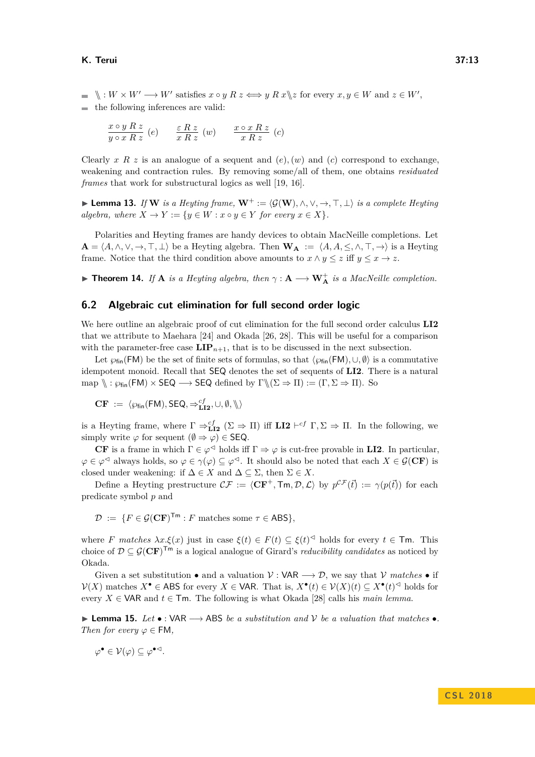- $\backslash\!\!\backslash : W \times W' \longrightarrow W'$ satisfies $x \circ y \; R \; z \Longleftrightarrow y \; R \; x \backslash\!\!\backslash z$ for every $x, y \in W$ and $z \in W'$,
- the following inferences are valid:

$$\frac{x \circ y \; R \; z}{y \circ x \; R \; z} \; (e) \qquad \frac{\varepsilon \; R \; z}{x \; R \; z} \; (w) \qquad \frac{x \circ x \; R \; z}{x \; R \; z} \; (c)$$

Clearly $x \; R \; z$ is an analogue of a sequent and $(e), (w)$ and $(c)$ correspond to exchange, weakening and contraction rules. By removing some/all of them, one obtains *residuated frames* that work for substructural logics as well [19, 16].

▶ **Lemma 13.** *If* $\mathbf{W}$ *is a Heyting frame,* $\mathbf{W}^+ := \langle \mathcal{G}(\mathbf{W}), \wedge, \vee, \rightarrow, \top, \bot \rangle$ *is a complete Heyting algebra, where* $X \rightarrow Y := \{y \in W : x \circ y \in Y \text{ for every } x \in X\}$.

Polarities and Heyting frames are handy devices to obtain MacNeille completions. Let $\mathbf{A} = \langle A, \wedge, \vee, \rightarrow, \top, \bot \rangle$ be a Heyting algebra. Then $\mathbf{W_A} := \langle A, A, \leq, \wedge, \top, \rightarrow \rangle$ is a Heyting frame. Notice that the third condition above amounts to $x \wedge y \leq z$ iff $y \leq x \rightarrow z$.

▶ **Theorem 14.** *If* $\mathbf{A}$ *is a Heyting algebra, then* $\gamma : \mathbf{A} \longrightarrow \mathbf{W}^+_{\mathbf{A}}$ *is a MacNeille completion.*

## 6.2 Algebraic cut elimination for full second order logic

We here outline an algebraic proof of cut elimination for the full second order calculus **LI2** that we attribute to Maehara [24] and Okada [26, 28]. This will be useful for a comparison with the parameter-free case $\mathbf{LIP}_{n+1}$, that is to be discussed in the next subsection.

Let $\wp_{\mathsf{fin}}(\mathsf{FM})$ be the set of finite sets of formulas, so that $\langle \wp_{\mathsf{fin}}(\mathsf{FM}), \cup, \emptyset \rangle$ is a commutative idempotent monoid. Recall that $\mathsf{SEQ}$ denotes the set of sequents of **LI2**. There is a natural map $\backslash\!\!\backslash : \wp_{\mathsf{fin}}(\mathsf{FM}) \times \mathsf{SEQ} \longrightarrow \mathsf{SEQ}$ defined by $\Gamma \backslash\!\!\backslash (\Sigma \Rightarrow \Pi) := (\Gamma, \Sigma \Rightarrow \Pi)$. So

$$\mathbf{CF} \; := \; \langle \wp_{\mathsf{fin}}(\mathsf{FM}), \mathsf{SEQ}, \Rightarrow^{cf}_{\mathbf{LI2}}, \cup, \emptyset, \backslash\!\!\backslash \rangle$$

is a Heyting frame, where $\Gamma \Rightarrow^{cf}_{\mathbf{LI2}} (\Sigma \Rightarrow \Pi)$ iff $\mathbf{LI2} \vdash^{cf} \Gamma, \Sigma \Rightarrow \Pi$. In the following, we simply write $\varphi$ for sequent $(\emptyset \Rightarrow \varphi) \in \mathsf{SEQ}$.

**CF** is a frame in which $\Gamma \in \varphi^{\triangleleft}$ holds iff $\Gamma \Rightarrow \varphi$ is cut-free provable in **LI2**. In particular, $\varphi \in \varphi^{\triangleleft}$ always holds, so $\varphi \in \gamma(\varphi) \subseteq \varphi^{\triangleleft}$. It should also be noted that each $X \in \mathcal{G}(\mathbf{CF})$ is closed under weakening: if $\Delta \in X$ and $\Delta \subseteq \Sigma$, then $\Sigma \in X$.

Define a Heyting prestructure $\mathcal{CF} := \langle \mathbf{CF}^+, \mathsf{Tm}, \mathcal{D}, \mathcal{L} \rangle$ by $p^{\mathcal{CF}}(\vec{t}) := \gamma(p(\vec{t}))$ for each predicate symbol $p$ and

$$\mathcal{D} \; := \; \{F \in \mathcal{G}(\mathbf{CF})^{\mathsf{Tm}} : F \text{ matches some } \tau \in \mathsf{ABS}\},$$

where $F$ *matches* $\lambda x.\xi(x)$ just in case $\xi(t) \in F(t) \subseteq \xi(t)^{\triangleleft}$ holds for every $t \in \mathsf{Tm}$. This choice of $\mathcal{D} \subseteq \mathcal{G}(\mathbf{CF})^{\mathsf{Tm}}$ is a logical analogue of Girard's *reducibility candidates* as noticed by Okada.

Given a set substitution $\bullet$ and a valuation $\mathcal{V} : \mathsf{VAR} \longrightarrow \mathcal{D}$, we say that $\mathcal{V}$ *matches* $\bullet$ if $\mathcal{V}(X)$ matches $X^{\bullet} \in \mathsf{ABS}$ for every $X \in \mathsf{VAR}$. That is, $X^{\bullet}(t) \in \mathcal{V}(X)(t) \subseteq X^{\bullet}(t)^{\triangleleft}$ holds for every $X \in \mathsf{VAR}$ and $t \in \mathsf{Tm}$. The following is what Okada [28] calls his *main lemma*.

▶ **Lemma 15.** *Let* $\bullet : \mathsf{VAR} \longrightarrow \mathsf{ABS}$ *be a substitution and* $\mathcal{V}$ *be a valuation that matches* $\bullet$*. Then for every* $\varphi \in \mathsf{FM}$,

$$\varphi^{\bullet} \in \mathcal{V}(\varphi) \subseteq \varphi^{\bullet \triangleleft}.$$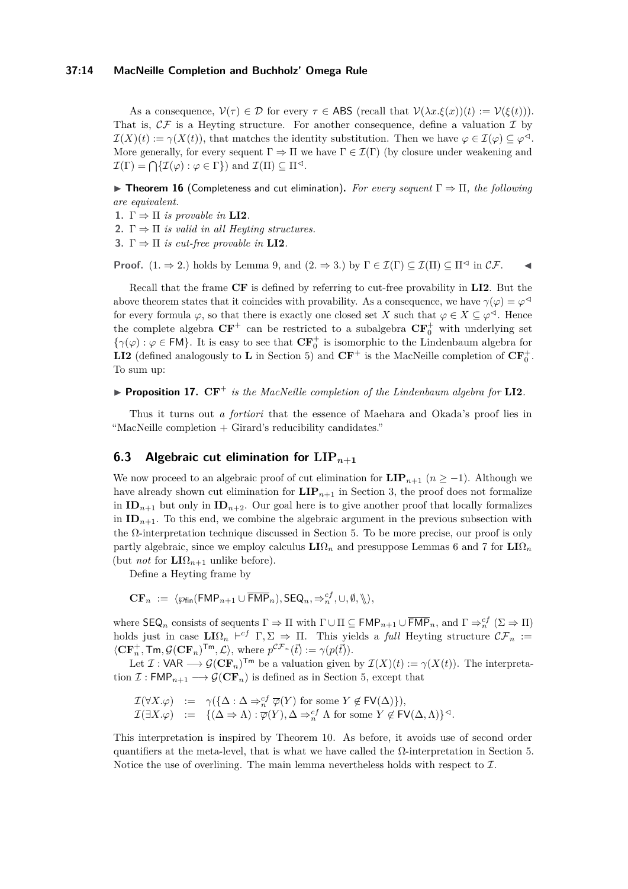As a consequence, $\mathcal{V}(\tau) \in \mathcal{D}$ for every $\tau \in \mathsf{ABS}$ (recall that $\mathcal{V}(\lambda x.\xi(x))(t) := \mathcal{V}(\xi(t))$). That is, $\mathcal{CF}$ is a Heyting structure. For another consequence, define a valuation $\mathcal{I}$ by $\mathcal{I}(X)(t) := \gamma(X(t))$, that matches the identity substitution. Then we have $\varphi \in \mathcal{I}(\varphi) \subseteq \varphi^{\lhd}$. More generally, for every sequent $\Gamma \Rightarrow \Pi$ we have $\Gamma \in \mathcal{I}(\Gamma)$ (by closure under weakening and $\mathcal{I}(\Gamma) = \bigcap\{\mathcal{I}(\varphi) : \varphi \in \Gamma\}$) and $\mathcal{I}(\Pi) \subseteq \Pi^{\lhd}$.

▶ **Theorem 16** (Completeness and cut elimination). *For every sequent $\Gamma \Rightarrow \Pi$, the following are equivalent.*

1. $\Gamma \Rightarrow \Pi$ *is provable in* **LI2**.
2. $\Gamma \Rightarrow \Pi$ *is valid in all Heyting structures.*
3. $\Gamma \Rightarrow \Pi$ *is cut-free provable in* **LI2**.

**Proof.** (1. ⇒ 2.) holds by Lemma 9, and (2. ⇒ 3.) by $\Gamma \in \mathcal{I}(\Gamma) \subseteq \mathcal{I}(\Pi) \subseteq \Pi^{\lhd}$ in $\mathcal{CF}$. ◀

Recall that the frame **CF** is defined by referring to cut-free provability in **LI2**. But the above theorem states that it coincides with provability. As a consequence, we have $\gamma(\varphi) = \varphi^{\lhd}$ for every formula $\varphi$, so that there is exactly one closed set $X$ such that $\varphi \in X \subseteq \varphi^{\lhd}$. Hence the complete algebra $\mathbf{CF}^+$ can be restricted to a subalgebra $\mathbf{CF}_0^+$ with underlying set $\{\gamma(\varphi) : \varphi \in \mathsf{FM}\}$. It is easy to see that $\mathbf{CF}_0^+$ is isomorphic to the Lindenbaum algebra for **LI2** (defined analogously to **L** in Section 5) and $\mathbf{CF}^+$ is the MacNeille completion of $\mathbf{CF}_0^+$. To sum up:

▶ **Proposition 17.** $\mathbf{CF}^+$ *is the MacNeille completion of the Lindenbaum algebra for* **LI2**.

Thus it turns out *a fortiori* that the essence of Maehara and Okada's proof lies in "MacNeille completion + Girard's reducibility candidates."

## 6.3 Algebraic cut elimination for $\mathbf{LIP}_{n+1}$

We now proceed to an algebraic proof of cut elimination for $\mathbf{LIP}_{n+1}$ ($n \geq -1$). Although we have already shown cut elimination for $\mathbf{LIP}_{n+1}$ in Section 3, the proof does not formalize in $\mathbf{ID}_{n+1}$ but only in $\mathbf{ID}_{n+2}$. Our goal here is to give another proof that locally formalizes in $\mathbf{ID}_{n+1}$. To this end, we combine the algebraic argument in the previous subsection with the $\Omega$-interpretation technique discussed in Section 5. To be more precise, our proof is only partly algebraic, since we employ calculus $\mathbf{LI}\Omega_n$ and presuppose Lemmas 6 and 7 for $\mathbf{LI}\Omega_n$ (but *not* for $\mathbf{LI}\Omega_{n+1}$ unlike before).

Define a Heyting frame by

$$\mathbf{CF}_n \ := \ \langle \wp_{\mathsf{fin}}(\mathsf{FMP}_{n+1} \cup \overline{\mathsf{FMP}}_n), \mathsf{SEQ}_n, \Rightarrow_n^{cf}, \cup, \emptyset, \backslash\!\backslash \rangle,$$

where $\mathsf{SEQ}_n$ consists of sequents $\Gamma \Rightarrow \Pi$ with $\Gamma \cup \Pi \subseteq \mathsf{FMP}_{n+1} \cup \overline{\mathsf{FMP}}_n$, and $\Gamma \Rightarrow_n^{cf} (\Sigma \Rightarrow \Pi)$ holds just in case $\mathbf{LI}\Omega_n \vdash^{cf} \Gamma, \Sigma \Rightarrow \Pi$. This yields a *full* Heyting structure $\mathcal{CF}_n := \langle \mathbf{CF}_n^+, \mathsf{Tm}, \mathcal{G}(\mathbf{CF}_n)^{\mathsf{Tm}}, \mathcal{L} \rangle$, where $p^{\mathcal{CF}_n}(\vec{t}) := \gamma(p(\vec{t}))$.

Let $\mathcal{I} : \mathsf{VAR} \longrightarrow \mathcal{G}(\mathbf{CF}_n)^{\mathsf{Tm}}$ be a valuation given by $\mathcal{I}(X)(t) := \gamma(X(t))$. The interpretation $\mathcal{I} : \mathsf{FMP}_{n+1} \longrightarrow \mathcal{G}(\mathbf{CF}_n)$ is defined as in Section 5, except that

$$\begin{aligned}
\mathcal{I}(\forall X.\varphi) \ &:= \ \gamma(\{\Delta : \Delta \Rightarrow_n^{cf} \overline{\varphi}(Y) \text{ for some } Y \notin \mathsf{FV}(\Delta)\}), \\
\mathcal{I}(\exists X.\varphi) \ &:= \ \{(\Delta \Rightarrow \Lambda) : \overline{\varphi}(Y), \Delta \Rightarrow_n^{cf} \Lambda \text{ for some } Y \notin \mathsf{FV}(\Delta, \Lambda)\}^{\lhd}.
\end{aligned}$$

This interpretation is inspired by Theorem 10. As before, it avoids use of second order quantifiers at the meta-level, that is what we have called the $\Omega$-interpretation in Section 5. Notice the use of overlining. The main lemma nevertheless holds with respect to $\mathcal{I}$.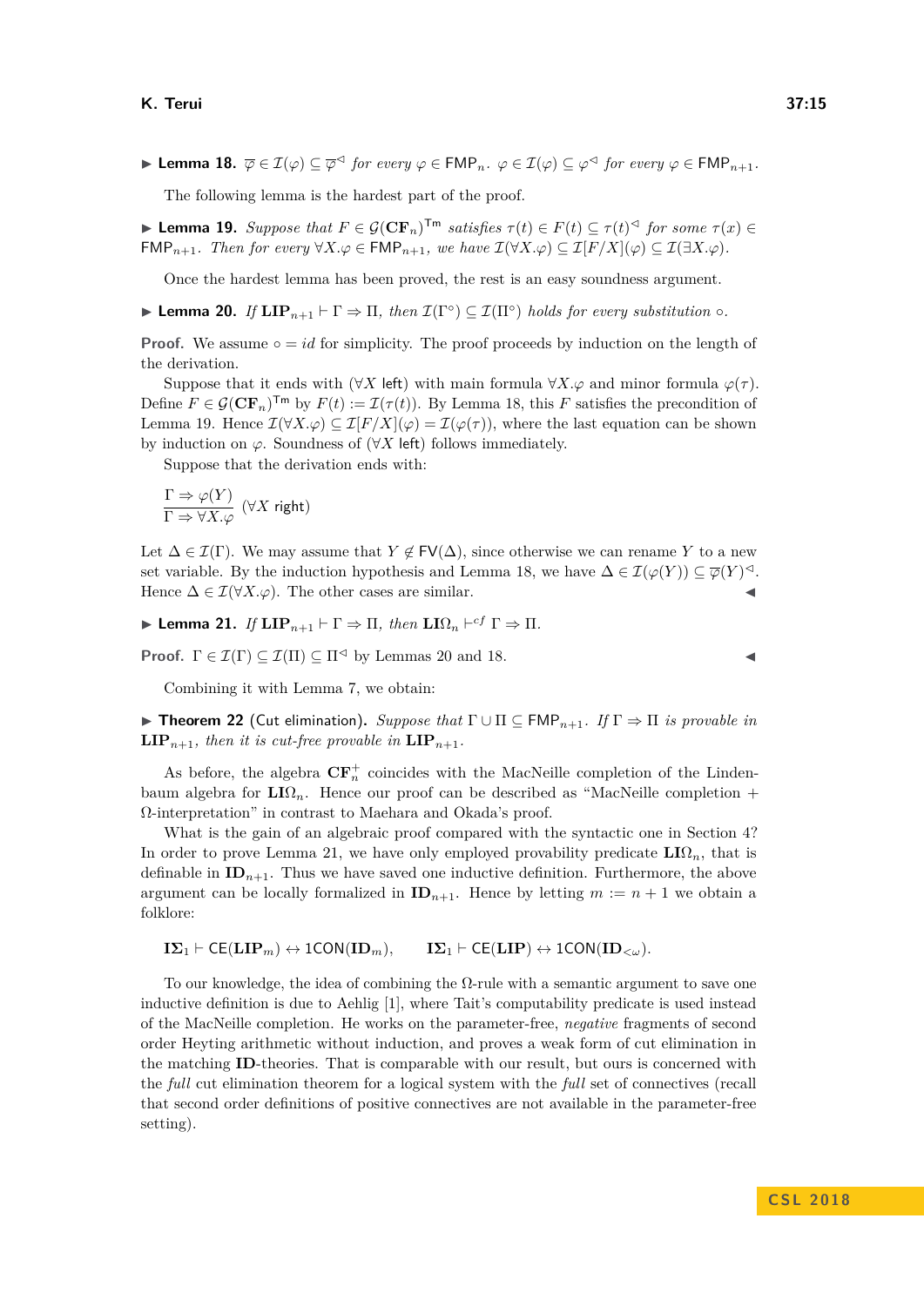▶ **Lemma 18.** $\overline{\varphi} \in \mathcal{I}(\varphi) \subseteq \overline{\varphi}^{\lhd}$ *for every* $\varphi \in \mathsf{FMP}_n$*.* $\varphi \in \mathcal{I}(\varphi) \subseteq \varphi^{\lhd}$ *for every* $\varphi \in \mathsf{FMP}_{n+1}$*.*

The following lemma is the hardest part of the proof.

▶ **Lemma 19.** *Suppose that* $F \in \mathcal{G}(\mathbf{CF}_n)^{\mathsf{Tm}}$ *satisfies* $\tau(t) \in F(t) \subseteq \tau(t)^{\lhd}$ *for some* $\tau(x) \in \mathsf{FMP}_{n+1}$*. Then for every* $\forall X.\varphi \in \mathsf{FMP}_{n+1}$*, we have* $\mathcal{I}(\forall X.\varphi) \subseteq \mathcal{I}[F/X](\varphi) \subseteq \mathcal{I}(\exists X.\varphi)$*.*

Once the hardest lemma has been proved, the rest is an easy soundness argument.

▶ **Lemma 20.** *If* $\mathbf{LIP}_{n+1} \vdash \Gamma \Rightarrow \Pi$*, then* $\mathcal{I}(\Gamma^{\circ}) \subseteq \mathcal{I}(\Pi^{\circ})$ *holds for every substitution* $\circ$*.*

**Proof.** We assume $\circ = id$ for simplicity. The proof proceeds by induction on the length of the derivation.

Suppose that it ends with ($\forall X$ left) with main formula $\forall X.\varphi$ and minor formula $\varphi(\tau)$. Define $F \in \mathcal{G}(\mathbf{CF}_n)^{\mathsf{Tm}}$ by $F(t) := \mathcal{I}(\tau(t))$. By Lemma 18, this $F$ satisfies the precondition of Lemma 19. Hence $\mathcal{I}(\forall X.\varphi) \subseteq \mathcal{I}[F/X](\varphi) = \mathcal{I}(\varphi(\tau))$, where the last equation can be shown by induction on $\varphi$. Soundness of ($\forall X$ left) follows immediately.

Suppose that the derivation ends with:

$$\frac{\Gamma \Rightarrow \varphi(Y)}{\Gamma \Rightarrow \forall X.\varphi} \ (\forall X \text{ right})$$

Let $\Delta \in \mathcal{I}(\Gamma)$. We may assume that $Y \notin \mathsf{FV}(\Delta)$, since otherwise we can rename $Y$ to a new set variable. By the induction hypothesis and Lemma 18, we have $\Delta \in \mathcal{I}(\varphi(Y)) \subseteq \overline{\varphi}(Y)^{\lhd}$. Hence $\Delta \in \mathcal{I}(\forall X.\varphi)$. The other cases are similar. ◀

▶ **Lemma 21.** *If* $\mathbf{LIP}_{n+1} \vdash \Gamma \Rightarrow \Pi$*, then* $\mathbf{LI\Omega}_n \vdash^{cf} \Gamma \Rightarrow \Pi$*.*

**Proof.** $\Gamma \in \mathcal{I}(\Gamma) \subseteq \mathcal{I}(\Pi) \subseteq \Pi^{\lhd}$ by Lemmas 20 and 18. ◀

Combining it with Lemma 7, we obtain:

▶ **Theorem 22** (Cut elimination)**.** *Suppose that* $\Gamma \cup \Pi \subseteq \mathsf{FMP}_{n+1}$*. If* $\Gamma \Rightarrow \Pi$ *is provable in* $\mathbf{LIP}_{n+1}$*, then it is cut-free provable in* $\mathbf{LIP}_{n+1}$*.*

As before, the algebra $\mathbf{CF}_n^+$ coincides with the MacNeille completion of the Lindenbaum algebra for $\mathbf{LI\Omega}_n$. Hence our proof can be described as "MacNeille completion + $\Omega$-interpretation" in contrast to Maehara and Okada's proof.

What is the gain of an algebraic proof compared with the syntactic one in Section 4? In order to prove Lemma 21, we have only employed provability predicate $\mathbf{LI\Omega}_n$, that is definable in $\mathbf{ID}_{n+1}$. Thus we have saved one inductive definition. Furthermore, the above argument can be locally formalized in $\mathbf{ID}_{n+1}$. Hence by letting $m := n + 1$ we obtain a folklore:

$$\mathbf{I\Sigma}_1 \vdash \mathsf{CE}(\mathbf{LIP}_m) \leftrightarrow \mathsf{1CON}(\mathbf{ID}_m), \qquad \mathbf{I\Sigma}_1 \vdash \mathsf{CE}(\mathbf{LIP}) \leftrightarrow \mathsf{1CON}(\mathbf{ID}_{<\omega}).$$

To our knowledge, the idea of combining the $\Omega$-rule with a semantic argument to save one inductive definition is due to Aehlig [1], where Tait's computability predicate is used instead of the MacNeille completion. He works on the parameter-free, *negative* fragments of second order Heyting arithmetic without induction, and proves a weak form of cut elimination in the matching **ID**-theories. That is comparable with our result, but ours is concerned with the *full* cut elimination theorem for a logical system with the *full* set of connectives (recall that second order definitions of positive connectives are not available in the parameter-free setting).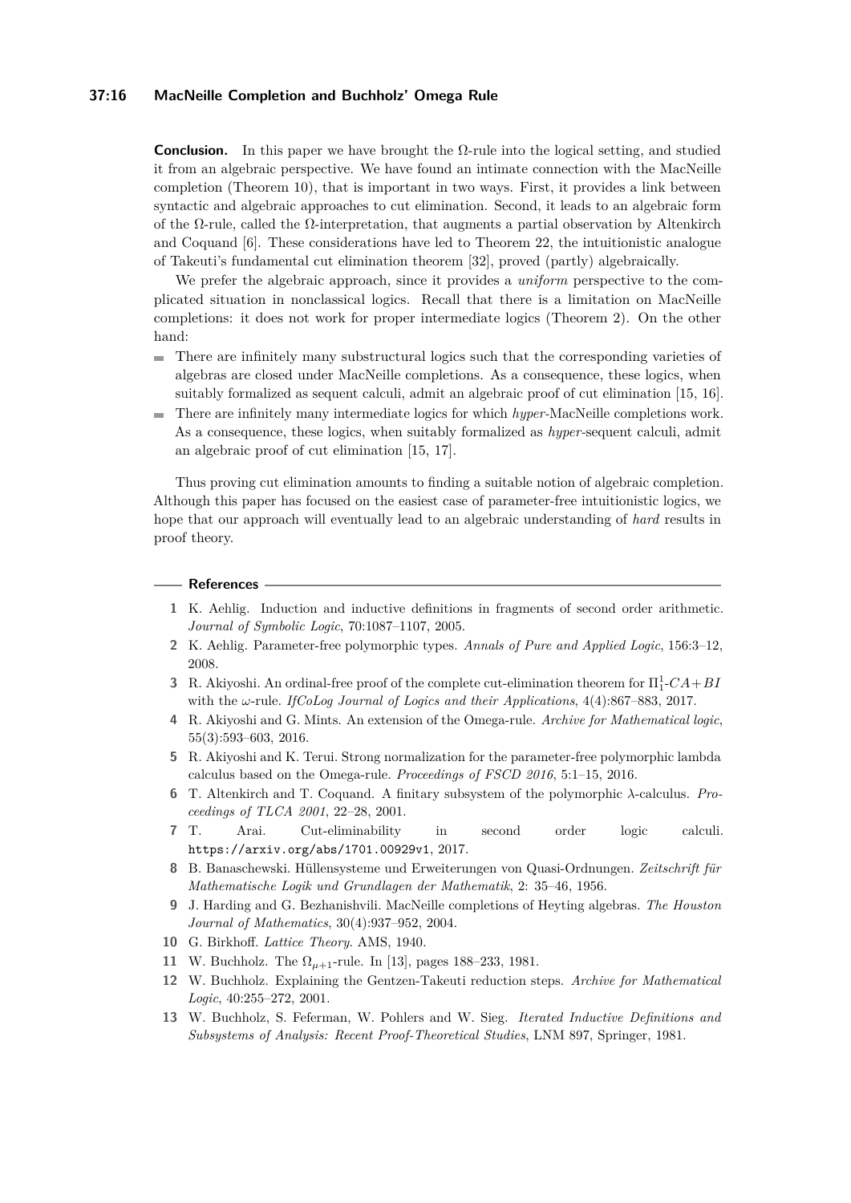**Conclusion.** In this paper we have brought the Ω-rule into the logical setting, and studied it from an algebraic perspective. We have found an intimate connection with the MacNeille completion (Theorem 10), that is important in two ways. First, it provides a link between syntactic and algebraic approaches to cut elimination. Second, it leads to an algebraic form of the Ω-rule, called the Ω-interpretation, that augments a partial observation by Altenkirch and Coquand [6]. These considerations have led to Theorem 22, the intuitionistic analogue of Takeuti's fundamental cut elimination theorem [32], proved (partly) algebraically.

We prefer the algebraic approach, since it provides a *uniform* perspective to the complicated situation in nonclassical logics. Recall that there is a limitation on MacNeille completions: it does not work for proper intermediate logics (Theorem 2). On the other hand:

- There are infinitely many substructural logics such that the corresponding varieties of algebras are closed under MacNeille completions. As a consequence, these logics, when suitably formalized as sequent calculi, admit an algebraic proof of cut elimination [15, 16].
- There are infinitely many intermediate logics for which *hyper*-MacNeille completions work. As a consequence, these logics, when suitably formalized as *hyper*-sequent calculi, admit an algebraic proof of cut elimination [15, 17].

Thus proving cut elimination amounts to finding a suitable notion of algebraic completion. Although this paper has focused on the easiest case of parameter-free intuitionistic logics, we hope that our approach will eventually lead to an algebraic understanding of *hard* results in proof theory.

## References

1. K. Aehlig. Induction and inductive definitions in fragments of second order arithmetic. *Journal of Symbolic Logic*, 70:1087–1107, 2005.
2. K. Aehlig. Parameter-free polymorphic types. *Annals of Pure and Applied Logic*, 156:3–12, 2008.
3. R. Akiyoshi. An ordinal-free proof of the complete cut-elimination theorem for $\Pi^1_1$-$CA+BI$ with the $\omega$-rule. *IfCoLog Journal of Logics and their Applications*, 4(4):867–883, 2017.
4. R. Akiyoshi and G. Mints. An extension of the Omega-rule. *Archive for Mathematical logic*, 55(3):593–603, 2016.
5. R. Akiyoshi and K. Terui. Strong normalization for the parameter-free polymorphic lambda calculus based on the Omega-rule. *Proceedings of FSCD 2016*, 5:1–15, 2016.
6. T. Altenkirch and T. Coquand. A finitary subsystem of the polymorphic $\lambda$-calculus. *Proceedings of TLCA 2001*, 22–28, 2001.
7. T. Arai. Cut-eliminability in second order logic calculi. https://arxiv.org/abs/1701.00929v1, 2017.
8. B. Banaschewski. Hüllensysteme und Erweiterungen von Quasi-Ordnungen. *Zeitschrift für Mathematische Logik und Grundlagen der Mathematik*, 2: 35–46, 1956.
9. J. Harding and G. Bezhanishvili. MacNeille completions of Heyting algebras. *The Houston Journal of Mathematics*, 30(4):937–952, 2004.
10. G. Birkhoff. *Lattice Theory.* AMS, 1940.
11. W. Buchholz. The $\Omega_{\mu+1}$-rule. In [13], pages 188–233, 1981.
12. W. Buchholz. Explaining the Gentzen-Takeuti reduction steps. *Archive for Mathematical Logic*, 40:255–272, 2001.
13. W. Buchholz, S. Feferman, W. Pohlers and W. Sieg. *Iterated Inductive Definitions and Subsystems of Analysis: Recent Proof-Theoretical Studies*, LNM 897, Springer, 1981.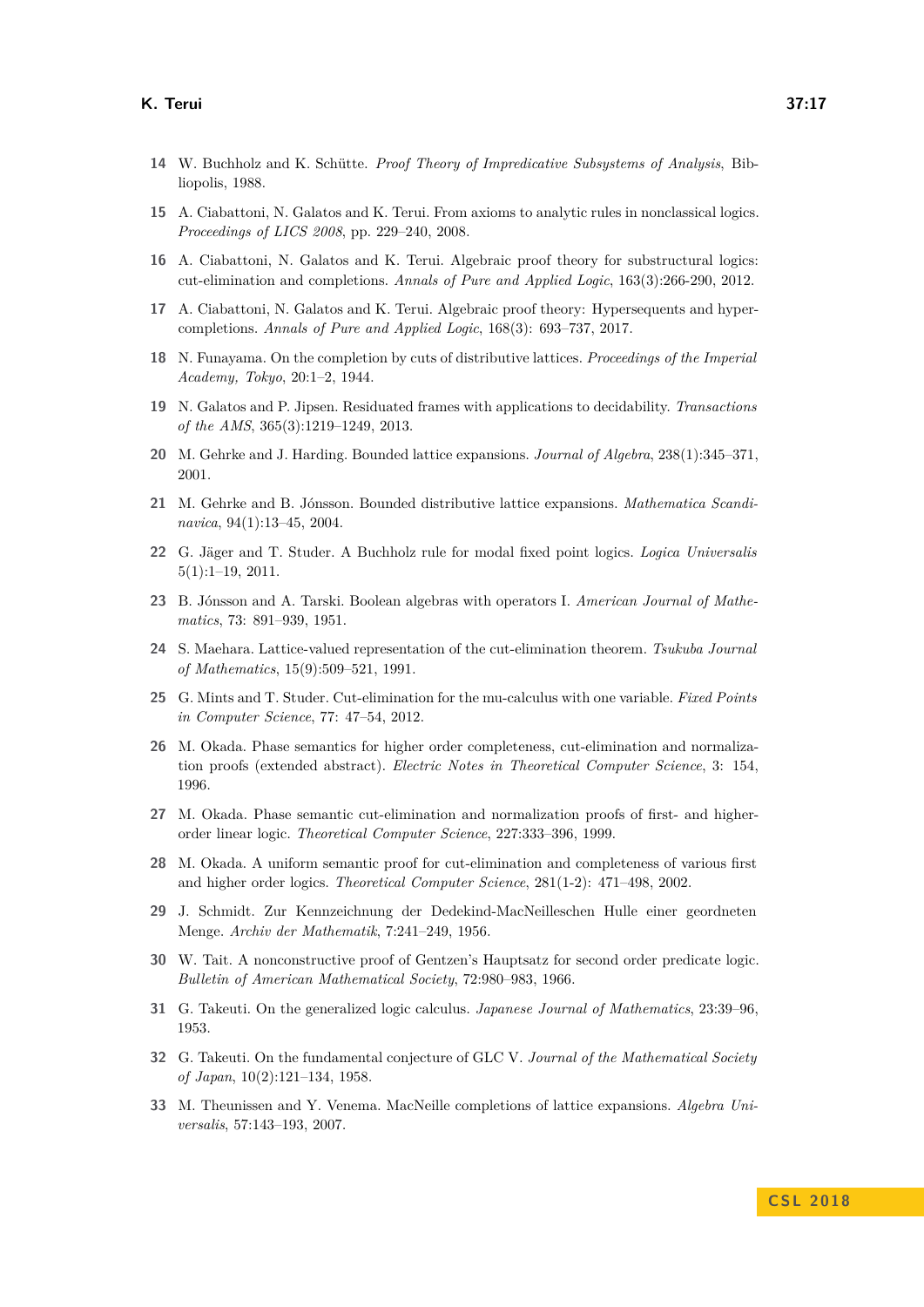14 W. Buchholz and K. Schütte. *Proof Theory of Impredicative Subsystems of Analysis*, Bibliopolis, 1988.

15 A. Ciabattoni, N. Galatos and K. Terui. From axioms to analytic rules in nonclassical logics. *Proceedings of LICS 2008*, pp. 229–240, 2008.

16 A. Ciabattoni, N. Galatos and K. Terui. Algebraic proof theory for substructural logics: cut-elimination and completions. *Annals of Pure and Applied Logic*, 163(3):266-290, 2012.

17 A. Ciabattoni, N. Galatos and K. Terui. Algebraic proof theory: Hypersequents and hypercompletions. *Annals of Pure and Applied Logic*, 168(3): 693–737, 2017.

18 N. Funayama. On the completion by cuts of distributive lattices. *Proceedings of the Imperial Academy, Tokyo*, 20:1–2, 1944.

19 N. Galatos and P. Jipsen. Residuated frames with applications to decidability. *Transactions of the AMS*, 365(3):1219–1249, 2013.

20 M. Gehrke and J. Harding. Bounded lattice expansions. *Journal of Algebra*, 238(1):345–371, 2001.

21 M. Gehrke and B. Jónsson. Bounded distributive lattice expansions. *Mathematica Scandinavica*, 94(1):13–45, 2004.

22 G. Jäger and T. Studer. A Buchholz rule for modal fixed point logics. *Logica Universalis* 5(1):1–19, 2011.

23 B. Jónsson and A. Tarski. Boolean algebras with operators I. *American Journal of Mathematics*, 73: 891–939, 1951.

24 S. Maehara. Lattice-valued representation of the cut-elimination theorem. *Tsukuba Journal of Mathematics*, 15(9):509–521, 1991.

25 G. Mints and T. Studer. Cut-elimination for the mu-calculus with one variable. *Fixed Points in Computer Science*, 77: 47–54, 2012.

26 M. Okada. Phase semantics for higher order completeness, cut-elimination and normalization proofs (extended abstract). *Electric Notes in Theoretical Computer Science*, 3: 154, 1996.

27 M. Okada. Phase semantic cut-elimination and normalization proofs of first- and higher-order linear logic. *Theoretical Computer Science*, 227:333–396, 1999.

28 M. Okada. A uniform semantic proof for cut-elimination and completeness of various first and higher order logics. *Theoretical Computer Science*, 281(1-2): 471–498, 2002.

29 J. Schmidt. Zur Kennzeichnung der Dedekind-MacNeilleschen Hulle einer geordneten Menge. *Archiv der Mathematik*, 7:241–249, 1956.

30 W. Tait. A nonconstructive proof of Gentzen's Hauptsatz for second order predicate logic. *Bulletin of American Mathematical Society*, 72:980–983, 1966.

31 G. Takeuti. On the generalized logic calculus. *Japanese Journal of Mathematics*, 23:39–96, 1953.

32 G. Takeuti. On the fundamental conjecture of GLC V. *Journal of the Mathematical Society of Japan*, 10(2):121–134, 1958.

33 M. Theunissen and Y. Venema. MacNeille completions of lattice expansions. *Algebra Universalis*, 57:143–193, 2007.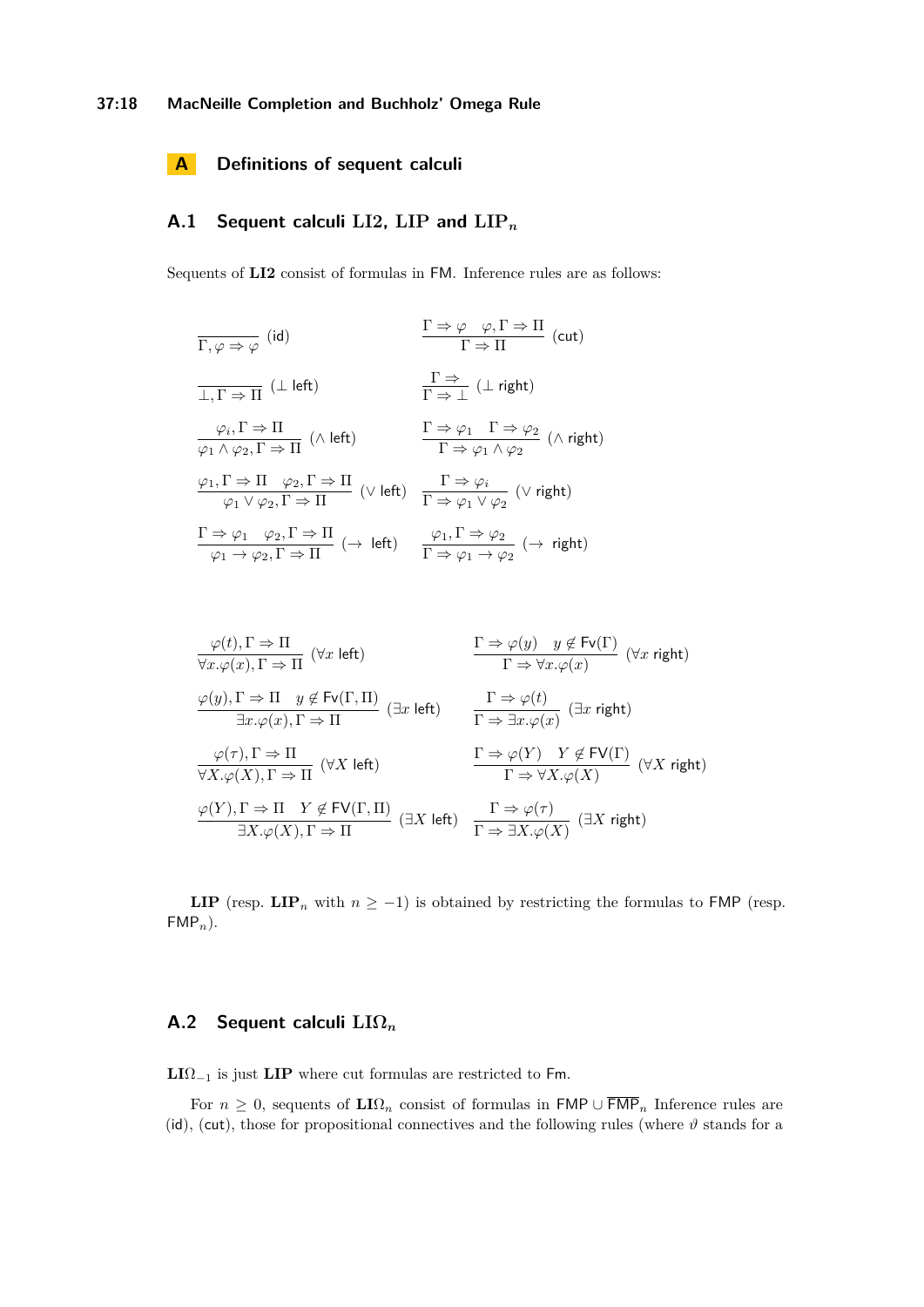# A Definitions of sequent calculi

## A.1 Sequent calculi LI2, LIP and LIP$_n$

Sequents of **LI2** consist of formulas in $\mathsf{FM}$. Inference rules are as follows:

$$\frac{}{\Gamma, \varphi \Rightarrow \varphi}\ (\mathsf{id}) \qquad \frac{\Gamma \Rightarrow \varphi \quad \varphi, \Gamma \Rightarrow \Pi}{\Gamma \Rightarrow \Pi}\ (\mathsf{cut})$$

$$\frac{}{\bot, \Gamma \Rightarrow \Pi}\ (\bot\ \mathsf{left}) \qquad \frac{\Gamma \Rightarrow}{\Gamma \Rightarrow \bot}\ (\bot\ \mathsf{right})$$

$$\frac{\varphi_i, \Gamma \Rightarrow \Pi}{\varphi_1 \wedge \varphi_2, \Gamma \Rightarrow \Pi}\ (\wedge\ \mathsf{left}) \qquad \frac{\Gamma \Rightarrow \varphi_1 \quad \Gamma \Rightarrow \varphi_2}{\Gamma \Rightarrow \varphi_1 \wedge \varphi_2}\ (\wedge\ \mathsf{right})$$

$$\frac{\varphi_1, \Gamma \Rightarrow \Pi \quad \varphi_2, \Gamma \Rightarrow \Pi}{\varphi_1 \vee \varphi_2, \Gamma \Rightarrow \Pi}\ (\vee\ \mathsf{left}) \qquad \frac{\Gamma \Rightarrow \varphi_i}{\Gamma \Rightarrow \varphi_1 \vee \varphi_2}\ (\vee\ \mathsf{right})$$

$$\frac{\Gamma \Rightarrow \varphi_1 \quad \varphi_2, \Gamma \Rightarrow \Pi}{\varphi_1 \to \varphi_2, \Gamma \Rightarrow \Pi}\ (\to\ \mathsf{left}) \qquad \frac{\varphi_1, \Gamma \Rightarrow \varphi_2}{\Gamma \Rightarrow \varphi_1 \to \varphi_2}\ (\to\ \mathsf{right})$$

$$\frac{\varphi(t), \Gamma \Rightarrow \Pi}{\forall x.\varphi(x), \Gamma \Rightarrow \Pi}\ (\forall x\ \mathsf{left}) \qquad \frac{\Gamma \Rightarrow \varphi(y) \quad y \notin \mathsf{Fv}(\Gamma)}{\Gamma \Rightarrow \forall x.\varphi(x)}\ (\forall x\ \mathsf{right})$$

$$\frac{\varphi(y), \Gamma \Rightarrow \Pi \quad y \notin \mathsf{Fv}(\Gamma, \Pi)}{\exists x.\varphi(x), \Gamma \Rightarrow \Pi}\ (\exists x\ \mathsf{left}) \qquad \frac{\Gamma \Rightarrow \varphi(t)}{\Gamma \Rightarrow \exists x.\varphi(x)}\ (\exists x\ \mathsf{right})$$

$$\frac{\varphi(\tau), \Gamma \Rightarrow \Pi}{\forall X.\varphi(X), \Gamma \Rightarrow \Pi}\ (\forall X\ \mathsf{left}) \qquad \frac{\Gamma \Rightarrow \varphi(Y) \quad Y \notin \mathsf{FV}(\Gamma)}{\Gamma \Rightarrow \forall X.\varphi(X)}\ (\forall X\ \mathsf{right})$$

$$\frac{\varphi(Y), \Gamma \Rightarrow \Pi \quad Y \notin \mathsf{FV}(\Gamma, \Pi)}{\exists X.\varphi(X), \Gamma \Rightarrow \Pi}\ (\exists X\ \mathsf{left}) \qquad \frac{\Gamma \Rightarrow \varphi(\tau)}{\Gamma \Rightarrow \exists X.\varphi(X)}\ (\exists X\ \mathsf{right})$$

**LIP** (resp. **LIP**$_n$ with $n \geq -1$) is obtained by restricting the formulas to $\mathsf{FMP}$ (resp. $\mathsf{FMP}_n$).

## A.2 Sequent calculi LI$\Omega_n$

**LI**$\Omega_{-1}$ is just **LIP** where cut formulas are restricted to $\mathsf{Fm}$.

For $n \geq 0$, sequents of **LI**$\Omega_n$ consist of formulas in $\mathsf{FMP} \cup \overline{\mathsf{FMP}}_n$ Inference rules are $(\mathsf{id})$, $(\mathsf{cut})$, those for propositional connectives and the following rules (where $\vartheta$ stands for a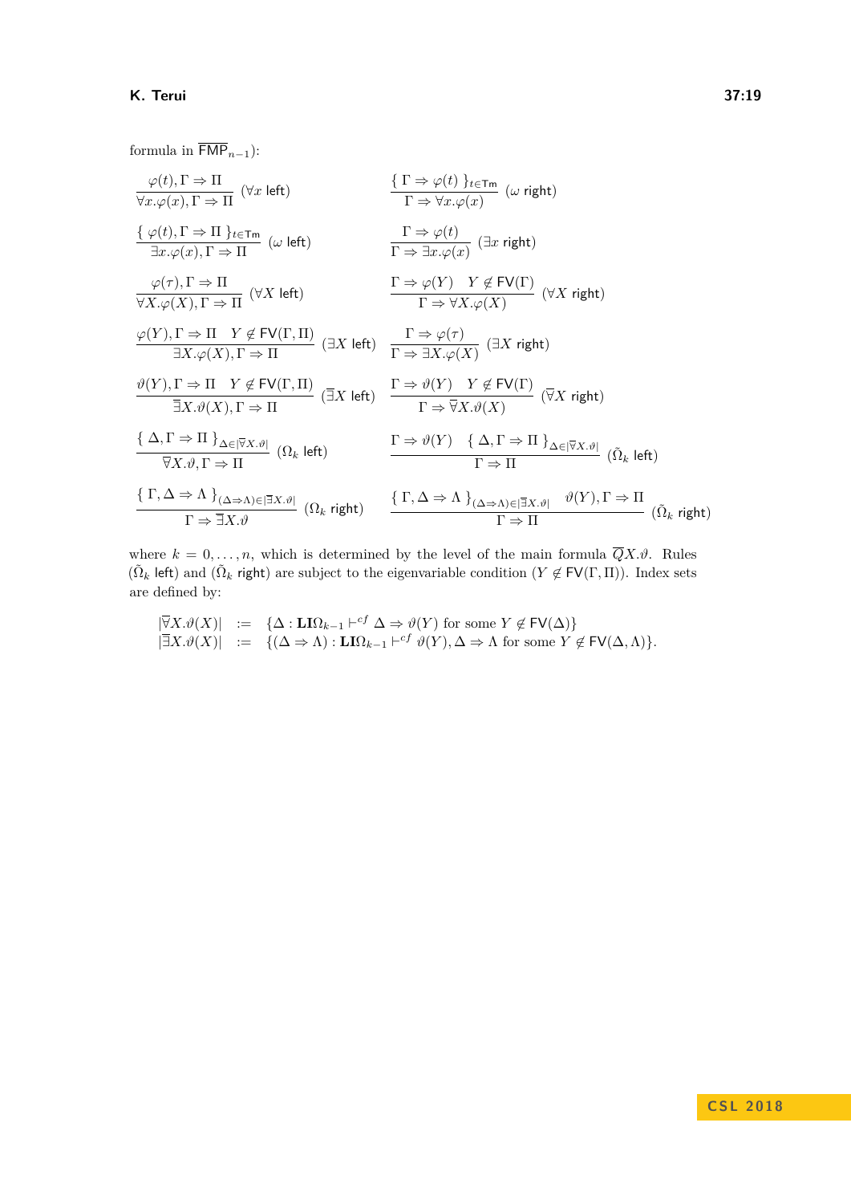formula in $\overline{\mathsf{FMP}}_{n-1}$):

$$\frac{\varphi(t), \Gamma \Rightarrow \Pi}{\forall x.\varphi(x), \Gamma \Rightarrow \Pi}\ (\forall x\ \mathsf{left}) \qquad \frac{\{\ \Gamma \Rightarrow \varphi(t)\ \}_{t\in\mathsf{Tm}}}{\Gamma \Rightarrow \forall x.\varphi(x)}\ (\omega\ \mathsf{right})$$

$$\frac{\{\ \varphi(t), \Gamma \Rightarrow \Pi\ \}_{t\in\mathsf{Tm}}}{\exists x.\varphi(x), \Gamma \Rightarrow \Pi}\ (\omega\ \mathsf{left}) \qquad \frac{\Gamma \Rightarrow \varphi(t)}{\Gamma \Rightarrow \exists x.\varphi(x)}\ (\exists x\ \mathsf{right})$$

$$\frac{\varphi(\tau), \Gamma \Rightarrow \Pi}{\forall X.\varphi(X), \Gamma \Rightarrow \Pi}\ (\forall X\ \mathsf{left}) \qquad \frac{\Gamma \Rightarrow \varphi(Y) \quad Y \notin \mathsf{FV}(\Gamma)}{\Gamma \Rightarrow \forall X.\varphi(X)}\ (\forall X\ \mathsf{right})$$

$$\frac{\varphi(Y), \Gamma \Rightarrow \Pi \quad Y \notin \mathsf{FV}(\Gamma, \Pi)}{\exists X.\varphi(X), \Gamma \Rightarrow \Pi}\ (\exists X\ \mathsf{left}) \qquad \frac{\Gamma \Rightarrow \varphi(\tau)}{\Gamma \Rightarrow \exists X.\varphi(X)}\ (\exists X\ \mathsf{right})$$

$$\frac{\vartheta(Y), \Gamma \Rightarrow \Pi \quad Y \notin \mathsf{FV}(\Gamma, \Pi)}{\overline{\exists} X.\vartheta(X), \Gamma \Rightarrow \Pi}\ (\overline{\exists} X\ \mathsf{left}) \qquad \frac{\Gamma \Rightarrow \vartheta(Y) \quad Y \notin \mathsf{FV}(\Gamma)}{\Gamma \Rightarrow \overline{\forall} X.\vartheta(X)}\ (\overline{\forall} X\ \mathsf{right})$$

$$\frac{\{\ \Delta, \Gamma \Rightarrow \Pi\ \}_{\Delta \in |\overline{\forall} X.\vartheta|}}{\overline{\forall} X.\vartheta, \Gamma \Rightarrow \Pi}\ (\Omega_k\ \mathsf{left}) \qquad \frac{\Gamma \Rightarrow \vartheta(Y) \quad \{\ \Delta, \Gamma \Rightarrow \Pi\ \}_{\Delta \in |\overline{\forall} X.\vartheta|}}{\Gamma \Rightarrow \Pi}\ (\tilde{\Omega}_k\ \mathsf{left})$$

$$\frac{\{\ \Gamma, \Delta \Rightarrow \Lambda\ \}_{(\Delta \Rightarrow \Lambda) \in |\overline{\exists} X.\vartheta|}}{\Gamma \Rightarrow \overline{\exists} X.\vartheta}\ (\Omega_k\ \mathsf{right}) \qquad \frac{\{\ \Gamma, \Delta \Rightarrow \Lambda\ \}_{(\Delta \Rightarrow \Lambda) \in |\overline{\exists} X.\vartheta|} \quad \vartheta(Y), \Gamma \Rightarrow \Pi}{\Gamma \Rightarrow \Pi}\ (\tilde{\Omega}_k\ \mathsf{right})$$

where $k = 0, \ldots, n$, which is determined by the level of the main formula $\overline{Q}X.\vartheta$. Rules ($\tilde{\Omega}_k$ left) and ($\tilde{\Omega}_k$ right) are subject to the eigenvariable condition ($Y \notin \mathsf{FV}(\Gamma, \Pi)$). Index sets are defined by:

$$\begin{array}{lcl} |\overline{\forall} X.\vartheta(X)| & := & \{\Delta : \mathbf{LI}\Omega_{k-1} \vdash^{cf} \Delta \Rightarrow \vartheta(Y) \text{ for some } Y \notin \mathsf{FV}(\Delta)\} \\ |\overline{\exists} X.\vartheta(X)| & := & \{(\Delta \Rightarrow \Lambda) : \mathbf{LI}\Omega_{k-1} \vdash^{cf} \vartheta(Y), \Delta \Rightarrow \Lambda \text{ for some } Y \notin \mathsf{FV}(\Delta, \Lambda)\}. \end{array}$$